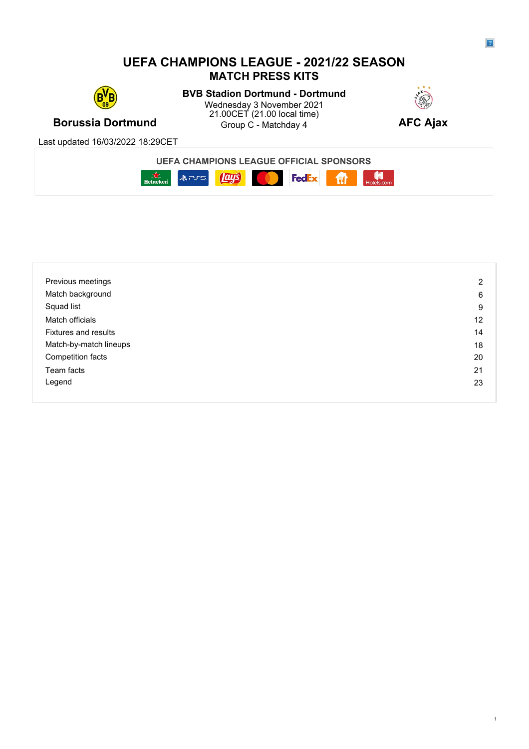# UEFA CHAMPIONS LEAGUE - 2021/22 SEASON
## MATCH PRESS KITS

**BVB Stadion Dortmund - Dortmund**
Wednesday 3 November 2021
21.00CET (21.00 local time)
Group C - Matchday 4

**Borussia Dortmund** | **AFC Ajax**

Last updated 16/03/2022 18:29CET

**UEFA CHAMPIONS LEAGUE OFFICIAL SPONSORS**

| | |
|---|---|
| Previous meetings | 2 |
| Match background | 6 |
| Squad list | 9 |
| Match officials | 12 |
| Fixtures and results | 14 |
| Match-by-match lineups | 18 |
| Competition facts | 20 |
| Team facts | 21 |
| Legend | 23 |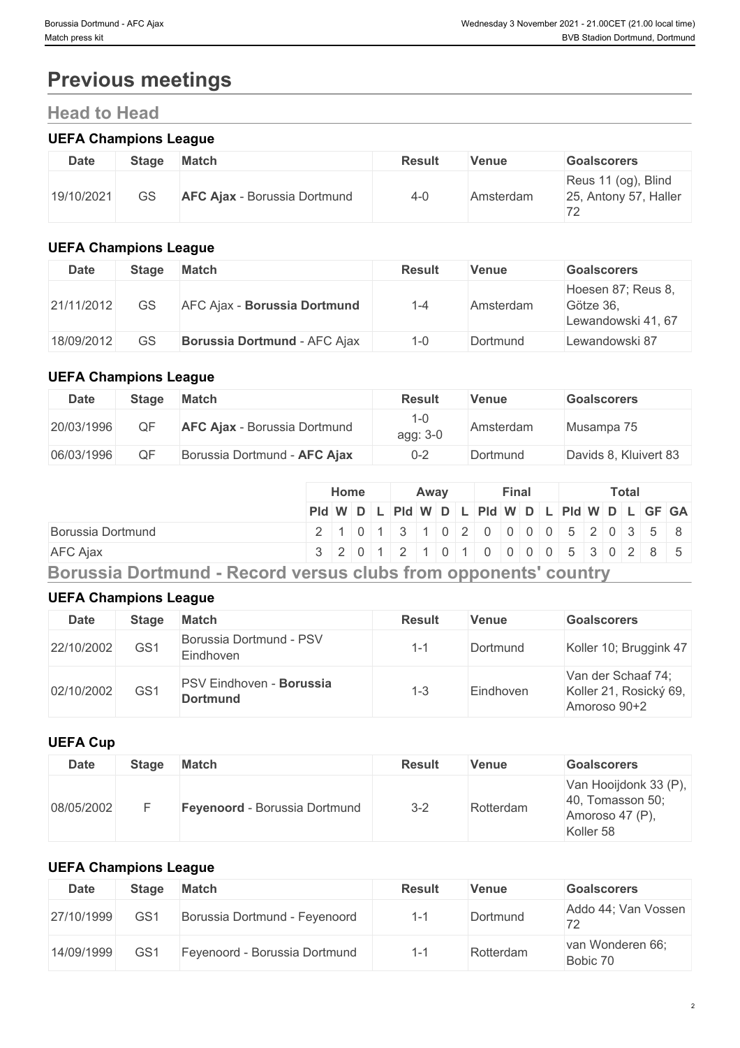# Previous meetings

## Head to Head

### UEFA Champions League

| Date | Stage | Match | Result | Venue | Goalscorers |
|---|---|---|---|---|---|
| 19/10/2021 | GS | **AFC Ajax** - Borussia Dortmund | 4-0 | Amsterdam | Reus 11 (og), Blind 25, Antony 57, Haller 72 |

### UEFA Champions League

| Date | Stage | Match | Result | Venue | Goalscorers |
|---|---|---|---|---|---|
| 21/11/2012 | GS | AFC Ajax - **Borussia Dortmund** | 1-4 | Amsterdam | Hoesen 87; Reus 8, Götze 36, Lewandowski 41, 67 |
| 18/09/2012 | GS | **Borussia Dortmund** - AFC Ajax | 1-0 | Dortmund | Lewandowski 87 |

### UEFA Champions League

| Date | Stage | Match | Result | Venue | Goalscorers |
|---|---|---|---|---|---|
| 20/03/1996 | QF | **AFC Ajax** - Borussia Dortmund | 1-0 agg: 3-0 | Amsterdam | Musampa 75 |
| 06/03/1996 | QF | Borussia Dortmund - **AFC Ajax** | 0-2 | Dortmund | Davids 8, Kluivert 83 |

| | Home | | | | Away | | | | Final | | | | Total | | | | | |
|---|---|---|---|---|---|---|---|---|---|---|---|---|---|---|---|---|---|---|
| | Pld | W | D | L | Pld | W | D | L | Pld | W | D | L | Pld | W | D | L | GF | GA |
| Borussia Dortmund | 2 | 1 | 0 | 1 | 3 | 1 | 0 | 2 | 0 | 0 | 0 | 0 | 5 | 2 | 0 | 3 | 5 | 8 |
| AFC Ajax | 3 | 2 | 0 | 1 | 2 | 1 | 0 | 1 | 0 | 0 | 0 | 0 | 5 | 3 | 0 | 2 | 8 | 5 |

## Borussia Dortmund - Record versus clubs from opponents' country

### UEFA Champions League

| Date | Stage | Match | Result | Venue | Goalscorers |
|---|---|---|---|---|---|
| 22/10/2002 | GS1 | Borussia Dortmund - PSV Eindhoven | 1-1 | Dortmund | Koller 10; Bruggink 47 |
| 02/10/2002 | GS1 | PSV Eindhoven - **Borussia Dortmund** | 1-3 | Eindhoven | Van der Schaaf 74; Koller 21, Rosický 69, Amoroso 90+2 |

### UEFA Cup

| Date | Stage | Match | Result | Venue | Goalscorers |
|---|---|---|---|---|---|
| 08/05/2002 | F | **Feyenoord** - Borussia Dortmund | 3-2 | Rotterdam | Van Hooijdonk 33 (P), 40, Tomasson 50; Amoroso 47 (P), Koller 58 |

### UEFA Champions League

| Date | Stage | Match | Result | Venue | Goalscorers |
|---|---|---|---|---|---|
| 27/10/1999 | GS1 | Borussia Dortmund - Feyenoord | 1-1 | Dortmund | Addo 44; Van Vossen 72 |
| 14/09/1999 | GS1 | Feyenoord - Borussia Dortmund | 1-1 | Rotterdam | van Wonderen 66; Bobic 70 |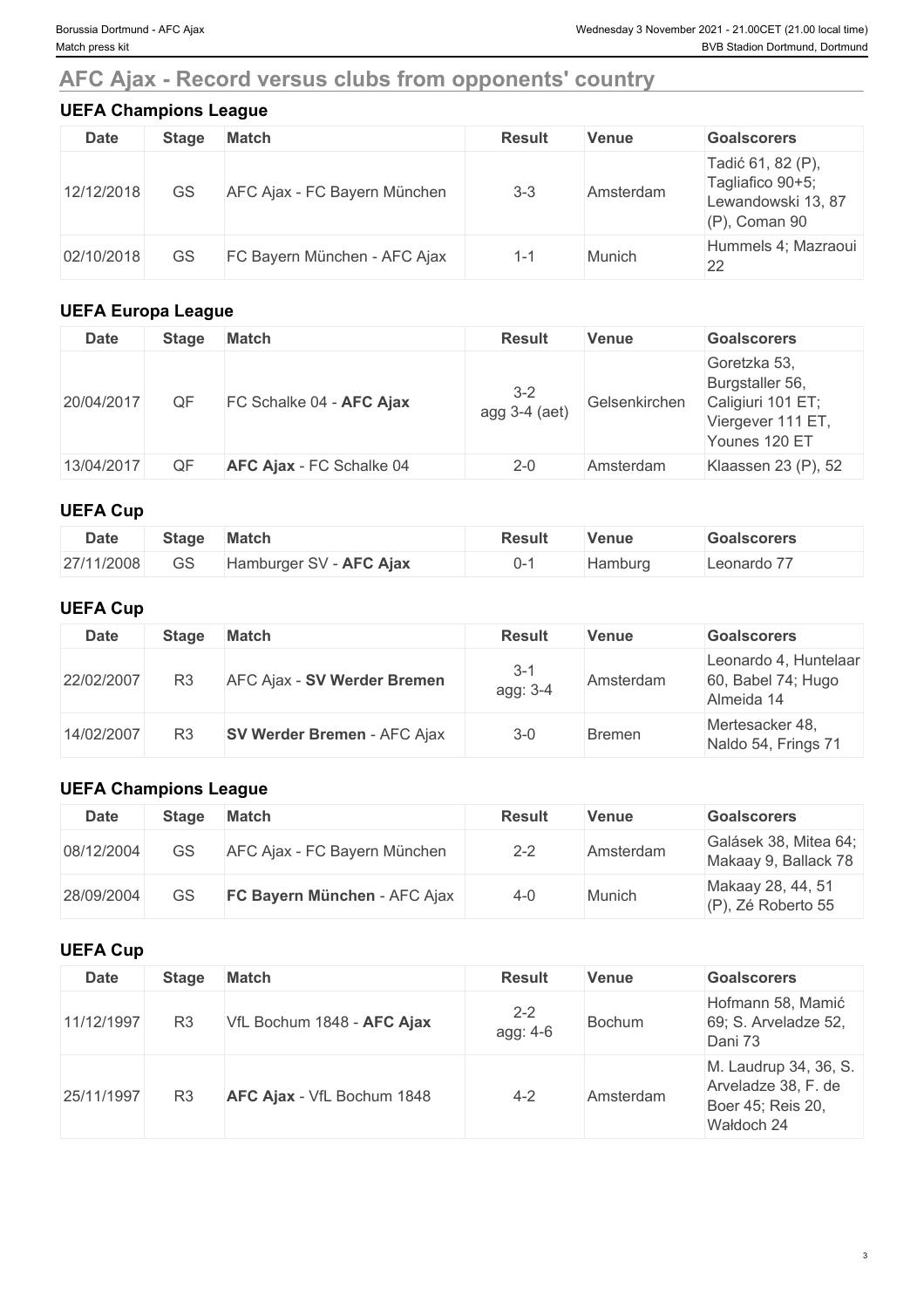## AFC Ajax - Record versus clubs from opponents' country

### UEFA Champions League

| Date | Stage | Match | Result | Venue | Goalscorers |
| --- | --- | --- | --- | --- | --- |
| 12/12/2018 | GS | AFC Ajax - FC Bayern München | 3-3 | Amsterdam | Tadić 61, 82 (P), Tagliafico 90+5; Lewandowski 13, 87 (P), Coman 90 |
| 02/10/2018 | GS | FC Bayern München - AFC Ajax | 1-1 | Munich | Hummels 4; Mazraoui 22 |

### UEFA Europa League

| Date | Stage | Match | Result | Venue | Goalscorers |
| --- | --- | --- | --- | --- | --- |
| 20/04/2017 | QF | FC Schalke 04 - **AFC Ajax** | 3-2 agg 3-4 (aet) | Gelsenkirchen | Goretzka 53, Burgstaller 56, Caligiuri 101 ET; Viergever 111 ET, Younes 120 ET |
| 13/04/2017 | QF | **AFC Ajax** - FC Schalke 04 | 2-0 | Amsterdam | Klaassen 23 (P), 52 |

### UEFA Cup

| Date | Stage | Match | Result | Venue | Goalscorers |
| --- | --- | --- | --- | --- | --- |
| 27/11/2008 | GS | Hamburger SV - **AFC Ajax** | 0-1 | Hamburg | Leonardo 77 |

### UEFA Cup

| Date | Stage | Match | Result | Venue | Goalscorers |
| --- | --- | --- | --- | --- | --- |
| 22/02/2007 | R3 | AFC Ajax - **SV Werder Bremen** | 3-1 agg: 3-4 | Amsterdam | Leonardo 4, Huntelaar 60, Babel 74; Hugo Almeida 14 |
| 14/02/2007 | R3 | **SV Werder Bremen** - AFC Ajax | 3-0 | Bremen | Mertesacker 48, Naldo 54, Frings 71 |

### UEFA Champions League

| Date | Stage | Match | Result | Venue | Goalscorers |
| --- | --- | --- | --- | --- | --- |
| 08/12/2004 | GS | AFC Ajax - FC Bayern München | 2-2 | Amsterdam | Galásek 38, Mitea 64; Makaay 9, Ballack 78 |
| 28/09/2004 | GS | **FC Bayern München** - AFC Ajax | 4-0 | Munich | Makaay 28, 44, 51 (P), Zé Roberto 55 |

### UEFA Cup

| Date | Stage | Match | Result | Venue | Goalscorers |
| --- | --- | --- | --- | --- | --- |
| 11/12/1997 | R3 | VfL Bochum 1848 - **AFC Ajax** | 2-2 agg: 4-6 | Bochum | Hofmann 58, Mamić 69; S. Arveladze 52, Dani 73 |
| 25/11/1997 | R3 | **AFC Ajax** - VfL Bochum 1848 | 4-2 | Amsterdam | M. Laudrup 34, 36, S. Arveladze 38, F. de Boer 45; Reis 20, Wałdoch 24 |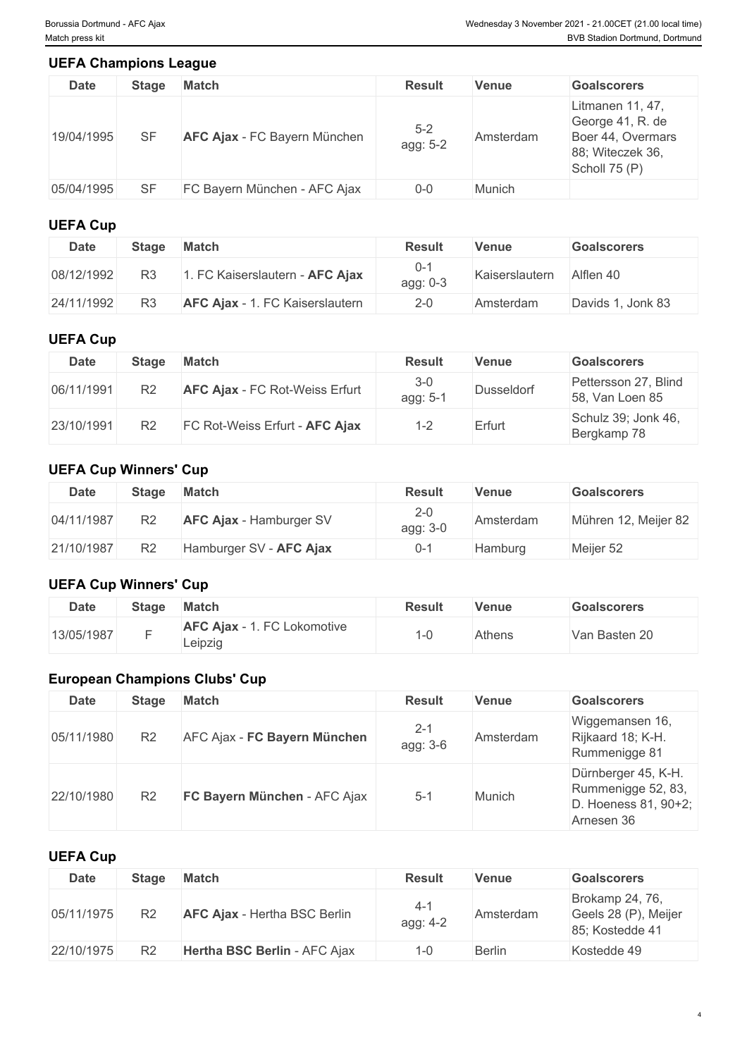## UEFA Champions League

| Date | Stage | Match | Result | Venue | Goalscorers |
|---|---|---|---|---|---|
| 19/04/1995 | SF | **AFC Ajax** - FC Bayern München | 5-2 agg: 5-2 | Amsterdam | Litmanen 11, 47, George 41, R. de Boer 44, Overmars 88; Witeczek 36, Scholl 75 (P) |
| 05/04/1995 | SF | FC Bayern München - AFC Ajax | 0-0 | Munich | |

## UEFA Cup

| Date | Stage | Match | Result | Venue | Goalscorers |
|---|---|---|---|---|---|
| 08/12/1992 | R3 | 1. FC Kaiserslautern - **AFC Ajax** | 0-1 agg: 0-3 | Kaiserslautern | Alflen 40 |
| 24/11/1992 | R3 | **AFC Ajax** - 1. FC Kaiserslautern | 2-0 | Amsterdam | Davids 1, Jonk 83 |

## UEFA Cup

| Date | Stage | Match | Result | Venue | Goalscorers |
|---|---|---|---|---|---|
| 06/11/1991 | R2 | **AFC Ajax** - FC Rot-Weiss Erfurt | 3-0 agg: 5-1 | Dusseldorf | Pettersson 27, Blind 58, Van Loen 85 |
| 23/10/1991 | R2 | FC Rot-Weiss Erfurt - **AFC Ajax** | 1-2 | Erfurt | Schulz 39; Jonk 46, Bergkamp 78 |

## UEFA Cup Winners' Cup

| Date | Stage | Match | Result | Venue | Goalscorers |
|---|---|---|---|---|---|
| 04/11/1987 | R2 | **AFC Ajax** - Hamburger SV | 2-0 agg: 3-0 | Amsterdam | Mühren 12, Meijer 82 |
| 21/10/1987 | R2 | Hamburger SV - **AFC Ajax** | 0-1 | Hamburg | Meijer 52 |

## UEFA Cup Winners' Cup

| Date | Stage | Match | Result | Venue | Goalscorers |
|---|---|---|---|---|---|
| 13/05/1987 | F | **AFC Ajax** - 1. FC Lokomotive Leipzig | 1-0 | Athens | Van Basten 20 |

## European Champions Clubs' Cup

| Date | Stage | Match | Result | Venue | Goalscorers |
|---|---|---|---|---|---|
| 05/11/1980 | R2 | AFC Ajax - **FC Bayern München** | 2-1 agg: 3-6 | Amsterdam | Wiggemansen 16, Rijkaard 18; K-H. Rummenigge 81 |
| 22/10/1980 | R2 | **FC Bayern München** - AFC Ajax | 5-1 | Munich | Dürnberger 45, K-H. Rummenigge 52, 83, D. Hoeness 81, 90+2; Arnesen 36 |

## UEFA Cup

| Date | Stage | Match | Result | Venue | Goalscorers |
|---|---|---|---|---|---|
| 05/11/1975 | R2 | **AFC Ajax** - Hertha BSC Berlin | 4-1 agg: 4-2 | Amsterdam | Brokamp 24, 76, Geels 28 (P), Meijer 85; Kostedde 41 |
| 22/10/1975 | R2 | **Hertha BSC Berlin** - AFC Ajax | 1-0 | Berlin | Kostedde 49 |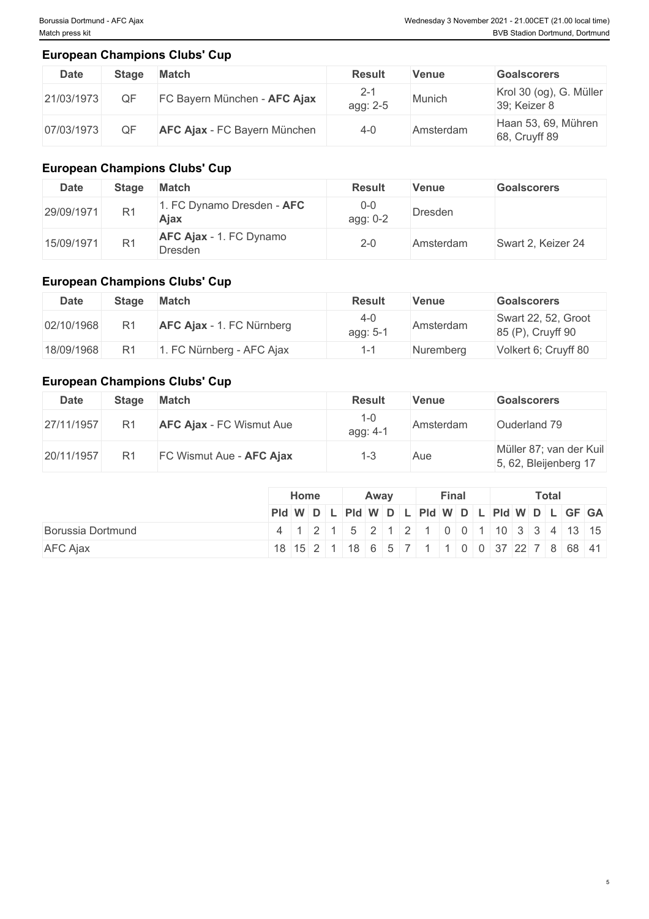## European Champions Clubs' Cup

| Date | Stage | Match | Result | Venue | Goalscorers |
|---|---|---|---|---|---|
| 21/03/1973 | QF | FC Bayern München - **AFC Ajax** | 2-1 agg: 2-5 | Munich | Krol 30 (og), G. Müller 39; Keizer 8 |
| 07/03/1973 | QF | **AFC Ajax** - FC Bayern München | 4-0 | Amsterdam | Haan 53, 69, Mühren 68, Cruyff 89 |

## European Champions Clubs' Cup

| Date | Stage | Match | Result | Venue | Goalscorers |
|---|---|---|---|---|---|
| 29/09/1971 | R1 | 1. FC Dynamo Dresden - **AFC Ajax** | 0-0 agg: 0-2 | Dresden | |
| 15/09/1971 | R1 | **AFC Ajax** - 1. FC Dynamo Dresden | 2-0 | Amsterdam | Swart 2, Keizer 24 |

## European Champions Clubs' Cup

| Date | Stage | Match | Result | Venue | Goalscorers |
|---|---|---|---|---|---|
| 02/10/1968 | R1 | **AFC Ajax** - 1. FC Nürnberg | 4-0 agg: 5-1 | Amsterdam | Swart 22, 52, Groot 85 (P), Cruyff 90 |
| 18/09/1968 | R1 | 1. FC Nürnberg - AFC Ajax | 1-1 | Nuremberg | Volkert 6; Cruyff 80 |

## European Champions Clubs' Cup

| Date | Stage | Match | Result | Venue | Goalscorers |
|---|---|---|---|---|---|
| 27/11/1957 | R1 | **AFC Ajax** - FC Wismut Aue | 1-0 agg: 4-1 | Amsterdam | Ouderland 79 |
| 20/11/1957 | R1 | FC Wismut Aue - **AFC Ajax** | 1-3 | Aue | Müller 87; van der Kuil 5, 62, Bleijenberg 17 |

| | Home | | | | Away | | | | Final | | | | Total | | | | | |
|---|---|---|---|---|---|---|---|---|---|---|---|---|---|---|---|---|---|---|
| | Pld | W | D | L | Pld | W | D | L | Pld | W | D | L | Pld | W | D | L | GF | GA |
| Borussia Dortmund | 4 | 1 | 2 | 1 | 5 | 2 | 1 | 2 | 1 | 0 | 0 | 1 | 10 | 3 | 3 | 4 | 13 | 15 |
| AFC Ajax | 18 | 15 | 2 | 1 | 18 | 6 | 5 | 7 | 1 | 1 | 0 | 0 | 37 | 22 | 7 | 8 | 68 | 41 |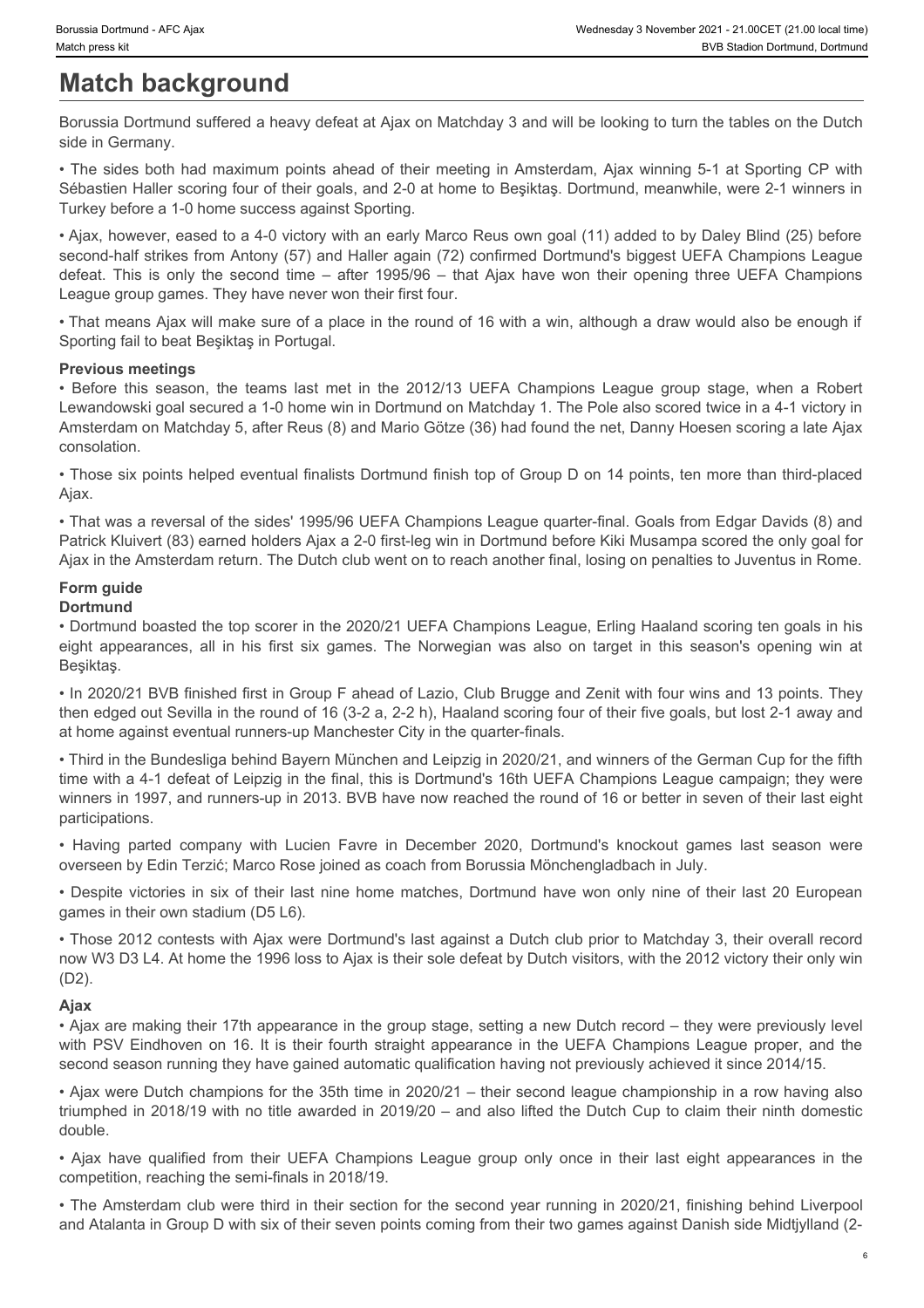# Match background

Borussia Dortmund suffered a heavy defeat at Ajax on Matchday 3 and will be looking to turn the tables on the Dutch side in Germany.

• The sides both had maximum points ahead of their meeting in Amsterdam, Ajax winning 5-1 at Sporting CP with Sébastien Haller scoring four of their goals, and 2-0 at home to Beşiktaş. Dortmund, meanwhile, were 2-1 winners in Turkey before a 1-0 home success against Sporting.

• Ajax, however, eased to a 4-0 victory with an early Marco Reus own goal (11) added to by Daley Blind (25) before second-half strikes from Antony (57) and Haller again (72) confirmed Dortmund's biggest UEFA Champions League defeat. This is only the second time – after 1995/96 – that Ajax have won their opening three UEFA Champions League group games. They have never won their first four.

• That means Ajax will make sure of a place in the round of 16 with a win, although a draw would also be enough if Sporting fail to beat Beşiktaş in Portugal.

### Previous meetings

• Before this season, the teams last met in the 2012/13 UEFA Champions League group stage, when a Robert Lewandowski goal secured a 1-0 home win in Dortmund on Matchday 1. The Pole also scored twice in a 4-1 victory in Amsterdam on Matchday 5, after Reus (8) and Mario Götze (36) had found the net, Danny Hoesen scoring a late Ajax consolation.

• Those six points helped eventual finalists Dortmund finish top of Group D on 14 points, ten more than third-placed Ajax.

• That was a reversal of the sides' 1995/96 UEFA Champions League quarter-final. Goals from Edgar Davids (8) and Patrick Kluivert (83) earned holders Ajax a 2-0 first-leg win in Dortmund before Kiki Musampa scored the only goal for Ajax in the Amsterdam return. The Dutch club went on to reach another final, losing on penalties to Juventus in Rome.

### Form guide

#### Dortmund

• Dortmund boasted the top scorer in the 2020/21 UEFA Champions League, Erling Haaland scoring ten goals in his eight appearances, all in his first six games. The Norwegian was also on target in this season's opening win at Beşiktaş.

• In 2020/21 BVB finished first in Group F ahead of Lazio, Club Brugge and Zenit with four wins and 13 points. They then edged out Sevilla in the round of 16 (3-2 a, 2-2 h), Haaland scoring four of their five goals, but lost 2-1 away and at home against eventual runners-up Manchester City in the quarter-finals.

• Third in the Bundesliga behind Bayern München and Leipzig in 2020/21, and winners of the German Cup for the fifth time with a 4-1 defeat of Leipzig in the final, this is Dortmund's 16th UEFA Champions League campaign; they were winners in 1997, and runners-up in 2013. BVB have now reached the round of 16 or better in seven of their last eight participations.

• Having parted company with Lucien Favre in December 2020, Dortmund's knockout games last season were overseen by Edin Terzić; Marco Rose joined as coach from Borussia Mönchengladbach in July.

• Despite victories in six of their last nine home matches, Dortmund have won only nine of their last 20 European games in their own stadium (D5 L6).

• Those 2012 contests with Ajax were Dortmund's last against a Dutch club prior to Matchday 3, their overall record now W3 D3 L4. At home the 1996 loss to Ajax is their sole defeat by Dutch visitors, with the 2012 victory their only win (D2).

#### Ajax

• Ajax are making their 17th appearance in the group stage, setting a new Dutch record – they were previously level with PSV Eindhoven on 16. It is their fourth straight appearance in the UEFA Champions League proper, and the second season running they have gained automatic qualification having not previously achieved it since 2014/15.

• Ajax were Dutch champions for the 35th time in 2020/21 – their second league championship in a row having also triumphed in 2018/19 with no title awarded in 2019/20 – and also lifted the Dutch Cup to claim their ninth domestic double.

• Ajax have qualified from their UEFA Champions League group only once in their last eight appearances in the competition, reaching the semi-finals in 2018/19.

• The Amsterdam club were third in their section for the second year running in 2020/21, finishing behind Liverpool and Atalanta in Group D with six of their seven points coming from their two games against Danish side Midtjylland (2-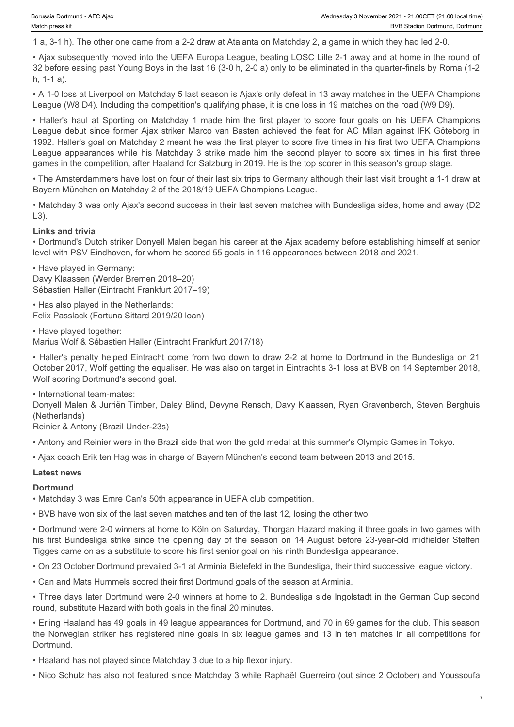1 a, 3-1 h). The other one came from a 2-2 draw at Atalanta on Matchday 2, a game in which they had led 2-0.

• Ajax subsequently moved into the UEFA Europa League, beating LOSC Lille 2-1 away and at home in the round of 32 before easing past Young Boys in the last 16 (3-0 h, 2-0 a) only to be eliminated in the quarter-finals by Roma (1-2 h, 1-1 a).

• A 1-0 loss at Liverpool on Matchday 5 last season is Ajax's only defeat in 13 away matches in the UEFA Champions League (W8 D4). Including the competition's qualifying phase, it is one loss in 19 matches on the road (W9 D9).

• Haller's haul at Sporting on Matchday 1 made him the first player to score four goals on his UEFA Champions League debut since former Ajax striker Marco van Basten achieved the feat for AC Milan against IFK Göteborg in 1992. Haller's goal on Matchday 2 meant he was the first player to score five times in his first two UEFA Champions League appearances while his Matchday 3 strike made him the second player to score six times in his first three games in the competition, after Haaland for Salzburg in 2019. He is the top scorer in this season's group stage.

• The Amsterdammers have lost on four of their last six trips to Germany although their last visit brought a 1-1 draw at Bayern München on Matchday 2 of the 2018/19 UEFA Champions League.

• Matchday 3 was only Ajax's second success in their last seven matches with Bundesliga sides, home and away (D2 L3).

**Links and trivia**

• Dortmund's Dutch striker Donyell Malen began his career at the Ajax academy before establishing himself at senior level with PSV Eindhoven, for whom he scored 55 goals in 116 appearances between 2018 and 2021.

• Have played in Germany:
Davy Klaassen (Werder Bremen 2018–20)
Sébastien Haller (Eintracht Frankfurt 2017–19)

• Has also played in the Netherlands:
Felix Passlack (Fortuna Sittard 2019/20 loan)

• Have played together:
Marius Wolf & Sébastien Haller (Eintracht Frankfurt 2017/18)

• Haller's penalty helped Eintracht come from two down to draw 2-2 at home to Dortmund in the Bundesliga on 21 October 2017, Wolf getting the equaliser. He was also on target in Eintracht's 3-1 loss at BVB on 14 September 2018, Wolf scoring Dortmund's second goal.

• International team-mates:
Donyell Malen & Jurriën Timber, Daley Blind, Devyne Rensch, Davy Klaassen, Ryan Gravenberch, Steven Berghuis (Netherlands)
Reinier & Antony (Brazil Under-23s)

• Antony and Reinier were in the Brazil side that won the gold medal at this summer's Olympic Games in Tokyo.

• Ajax coach Erik ten Hag was in charge of Bayern München's second team between 2013 and 2015.

**Latest news**

**Dortmund**

• Matchday 3 was Emre Can's 50th appearance in UEFA club competition.

• BVB have won six of the last seven matches and ten of the last 12, losing the other two.

• Dortmund were 2-0 winners at home to Köln on Saturday, Thorgan Hazard making it three goals in two games with his first Bundesliga strike since the opening day of the season on 14 August before 23-year-old midfielder Steffen Tigges came on as a substitute to score his first senior goal on his ninth Bundesliga appearance.

• On 23 October Dortmund prevailed 3-1 at Arminia Bielefeld in the Bundesliga, their third successive league victory.

• Can and Mats Hummels scored their first Dortmund goals of the season at Arminia.

• Three days later Dortmund were 2-0 winners at home to 2. Bundesliga side Ingolstadt in the German Cup second round, substitute Hazard with both goals in the final 20 minutes.

• Erling Haaland has 49 goals in 49 league appearances for Dortmund, and 70 in 69 games for the club. This season the Norwegian striker has registered nine goals in six league games and 13 in ten matches in all competitions for Dortmund.

• Haaland has not played since Matchday 3 due to a hip flexor injury.

• Nico Schulz has also not featured since Matchday 3 while Raphaël Guerreiro (out since 2 October) and Youssoufa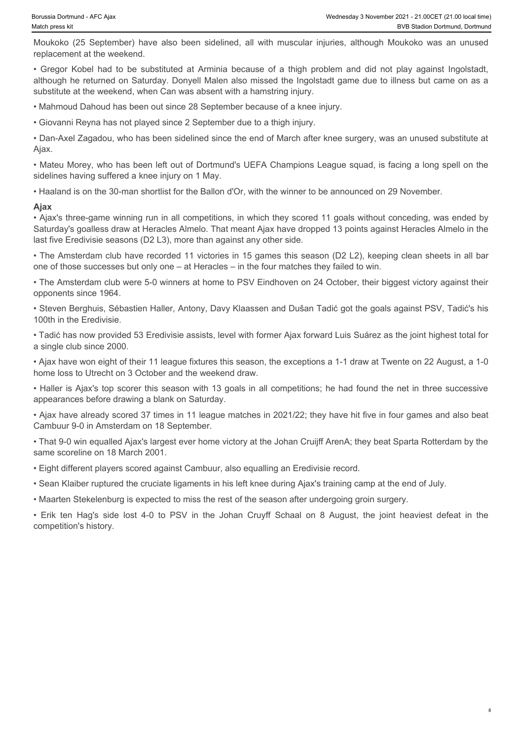Moukoko (25 September) have also been sidelined, all with muscular injuries, although Moukoko was an unused replacement at the weekend.

• Gregor Kobel had to be substituted at Arminia because of a thigh problem and did not play against Ingolstadt, although he returned on Saturday. Donyell Malen also missed the Ingolstadt game due to illness but came on as a substitute at the weekend, when Can was absent with a hamstring injury.

• Mahmoud Dahoud has been out since 28 September because of a knee injury.

• Giovanni Reyna has not played since 2 September due to a thigh injury.

• Dan-Axel Zagadou, who has been sidelined since the end of March after knee surgery, was an unused substitute at Ajax.

• Mateu Morey, who has been left out of Dortmund's UEFA Champions League squad, is facing a long spell on the sidelines having suffered a knee injury on 1 May.

• Haaland is on the 30-man shortlist for the Ballon d'Or, with the winner to be announced on 29 November.

**Ajax**

• Ajax's three-game winning run in all competitions, in which they scored 11 goals without conceding, was ended by Saturday's goalless draw at Heracles Almelo. That meant Ajax have dropped 13 points against Heracles Almelo in the last five Eredivisie seasons (D2 L3), more than against any other side.

• The Amsterdam club have recorded 11 victories in 15 games this season (D2 L2), keeping clean sheets in all bar one of those successes but only one – at Heracles – in the four matches they failed to win.

• The Amsterdam club were 5-0 winners at home to PSV Eindhoven on 24 October, their biggest victory against their opponents since 1964.

• Steven Berghuis, Sébastien Haller, Antony, Davy Klaassen and Dušan Tadić got the goals against PSV, Tadić's his 100th in the Eredivisie.

• Tadić has now provided 53 Eredivisie assists, level with former Ajax forward Luis Suárez as the joint highest total for a single club since 2000.

• Ajax have won eight of their 11 league fixtures this season, the exceptions a 1-1 draw at Twente on 22 August, a 1-0 home loss to Utrecht on 3 October and the weekend draw.

• Haller is Ajax's top scorer this season with 13 goals in all competitions; he had found the net in three successive appearances before drawing a blank on Saturday.

• Ajax have already scored 37 times in 11 league matches in 2021/22; they have hit five in four games and also beat Cambuur 9-0 in Amsterdam on 18 September.

• That 9-0 win equalled Ajax's largest ever home victory at the Johan Cruijff ArenA; they beat Sparta Rotterdam by the same scoreline on 18 March 2001.

• Eight different players scored against Cambuur, also equalling an Eredivisie record.

• Sean Klaiber ruptured the cruciate ligaments in his left knee during Ajax's training camp at the end of July.

• Maarten Stekelenburg is expected to miss the rest of the season after undergoing groin surgery.

• Erik ten Hag's side lost 4-0 to PSV in the Johan Cruyff Schaal on 8 August, the joint heaviest defeat in the competition's history.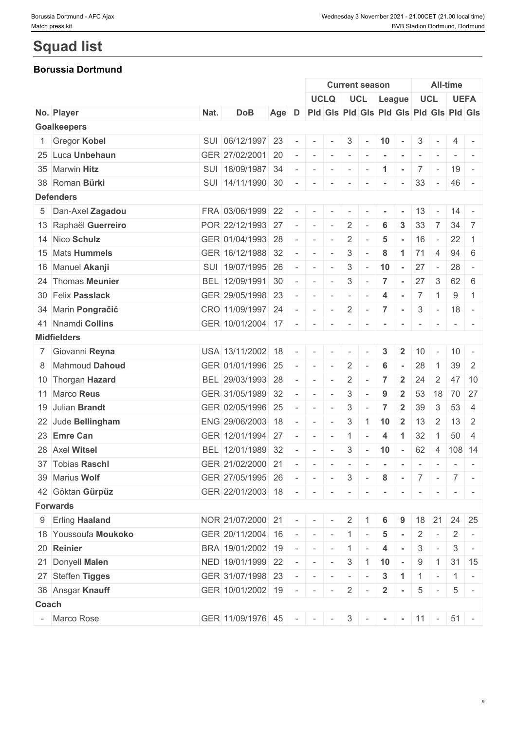# Squad list

### Borussia Dortmund

| | | | | | | Current season | | | | | | All-time | | | |
|---|---|---|---|---|---|---|---|---|---|---|---|---|---|---|---|
| | | | | | | UCLQ | | UCL | | League | | UCL | | UEFA | |
| No. | Player | Nat. | DoB | Age | D | Pld | Gls | Pld | Gls | Pld | Gls | Pld | Gls | Pld | Gls |
| **Goalkeepers** | | | | | | | | | | | | | | | |
| 1 | Gregor **Kobel** | SUI | 06/12/1997 | 23 | - | - | - | 3 | - | **10** | **-** | 3 | - | 4 | - |
| 25 | Luca **Unbehaun** | GER | 27/02/2001 | 20 | - | - | - | - | - | **-** | **-** | - | - | - | - |
| 35 | Marwin **Hitz** | SUI | 18/09/1987 | 34 | - | - | - | - | - | **1** | **-** | 7 | - | 19 | - |
| 38 | Roman **Bürki** | SUI | 14/11/1990 | 30 | - | - | - | - | - | **-** | **-** | 33 | - | 46 | - |
| **Defenders** | | | | | | | | | | | | | | | |
| 5 | Dan-Axel **Zagadou** | FRA | 03/06/1999 | 22 | - | - | - | - | - | **-** | **-** | 13 | - | 14 | - |
| 13 | Raphaël **Guerreiro** | POR | 22/12/1993 | 27 | - | - | - | 2 | - | **6** | **3** | 33 | 7 | 34 | 7 |
| 14 | Nico **Schulz** | GER | 01/04/1993 | 28 | - | - | - | 2 | - | **5** | **-** | 16 | - | 22 | 1 |
| 15 | Mats **Hummels** | GER | 16/12/1988 | 32 | - | - | - | 3 | - | **8** | **1** | 71 | 4 | 94 | 6 |
| 16 | Manuel **Akanji** | SUI | 19/07/1995 | 26 | - | - | - | 3 | - | **10** | **-** | 27 | - | 28 | - |
| 24 | Thomas **Meunier** | BEL | 12/09/1991 | 30 | - | - | - | 3 | - | **7** | **-** | 27 | 3 | 62 | 6 |
| 30 | Felix **Passlack** | GER | 29/05/1998 | 23 | - | - | - | - | - | **4** | **-** | 7 | 1 | 9 | 1 |
| 34 | Marin **Pongračić** | CRO | 11/09/1997 | 24 | - | - | - | 2 | - | **7** | **-** | 3 | - | 18 | - |
| 41 | Nnamdi **Collins** | GER | 10/01/2004 | 17 | - | - | - | - | - | **-** | **-** | - | - | - | - |
| **Midfielders** | | | | | | | | | | | | | | | |
| 7 | Giovanni **Reyna** | USA | 13/11/2002 | 18 | - | - | - | - | - | **3** | **2** | 10 | - | 10 | - |
| 8 | Mahmoud **Dahoud** | GER | 01/01/1996 | 25 | - | - | - | 2 | - | **6** | **-** | 28 | 1 | 39 | 2 |
| 10 | Thorgan **Hazard** | BEL | 29/03/1993 | 28 | - | - | - | 2 | - | **7** | **2** | 24 | 2 | 47 | 10 |
| 11 | Marco **Reus** | GER | 31/05/1989 | 32 | - | - | - | 3 | - | **9** | **2** | 53 | 18 | 70 | 27 |
| 19 | Julian **Brandt** | GER | 02/05/1996 | 25 | - | - | - | 3 | - | **7** | **2** | 39 | 3 | 53 | 4 |
| 22 | Jude **Bellingham** | ENG | 29/06/2003 | 18 | - | - | - | 3 | 1 | **10** | **2** | 13 | 2 | 13 | 2 |
| 23 | **Emre Can** | GER | 12/01/1994 | 27 | - | - | - | 1 | - | **4** | **1** | 32 | 1 | 50 | 4 |
| 28 | Axel **Witsel** | BEL | 12/01/1989 | 32 | - | - | - | 3 | - | **10** | **-** | 62 | 4 | 108 | 14 |
| 37 | Tobias **Raschl** | GER | 21/02/2000 | 21 | - | - | - | - | - | **-** | **-** | - | - | - | - |
| 39 | Marius **Wolf** | GER | 27/05/1995 | 26 | - | - | - | 3 | - | **8** | **-** | 7 | - | 7 | - |
| 42 | Göktan **Gürpüz** | GER | 22/01/2003 | 18 | - | - | - | - | - | **-** | **-** | - | - | - | - |
| **Forwards** | | | | | | | | | | | | | | | |
| 9 | Erling **Haaland** | NOR | 21/07/2000 | 21 | - | - | - | 2 | 1 | **6** | **9** | 18 | 21 | 24 | 25 |
| 18 | Youssoufa **Moukoko** | GER | 20/11/2004 | 16 | - | - | - | 1 | - | **5** | **-** | 2 | - | 2 | - |
| 20 | **Reinier** | BRA | 19/01/2002 | 19 | - | - | - | 1 | - | **4** | **-** | 3 | - | 3 | - |
| 21 | Donyell **Malen** | NED | 19/01/1999 | 22 | - | - | - | 3 | 1 | **10** | **-** | 9 | 1 | 31 | 15 |
| 27 | Steffen **Tigges** | GER | 31/07/1998 | 23 | - | - | - | - | - | **3** | **1** | 1 | - | 1 | - |
| 36 | Ansgar **Knauff** | GER | 10/01/2002 | 19 | - | - | - | 2 | - | **2** | **-** | 5 | - | 5 | - |
| **Coach** | | | | | | | | | | | | | | | |
| - | Marco Rose | GER | 11/09/1976 | 45 | - | - | - | 3 | - | **-** | **-** | 11 | - | 51 | - |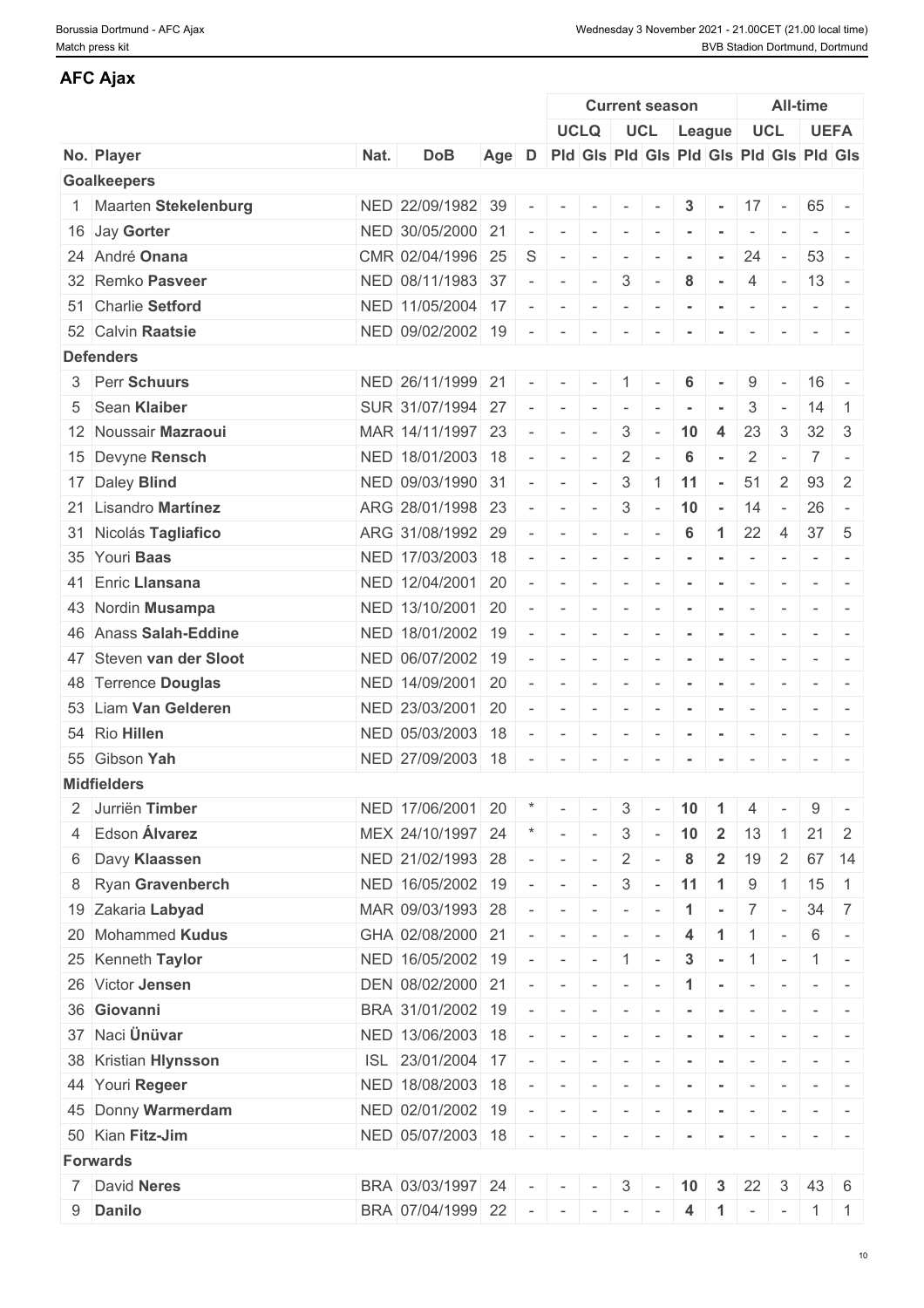## AFC Ajax

| | | | | | Current season | | | | | | All-time | | | |
|---|---|---|---|---|---|---|---|---|---|---|---|---|---|---|
| | | | | | UCLQ | | UCL | | League | | UCL | | UEFA | |
| No. Player | Nat. | DoB | Age | D | Pld | Gls | Pld | Gls | Pld | Gls | Pld | Gls | Pld | Gls |
| **Goalkeepers** | | | | | | | | | | | | | | |
| 1 Maarten **Stekelenburg** | NED | 22/09/1982 | 39 | - | - | - | - | - | 3 | - | 17 | - | 65 | - |
| 16 Jay **Gorter** | NED | 30/05/2000 | 21 | - | - | - | - | - | - | - | - | - | - | - |
| 24 André **Onana** | CMR | 02/04/1996 | 25 | S | - | - | - | - | - | - | 24 | - | 53 | - |
| 32 Remko **Pasveer** | NED | 08/11/1983 | 37 | - | - | - | 3 | - | 8 | - | 4 | - | 13 | - |
| 51 Charlie **Setford** | NED | 11/05/2004 | 17 | - | - | - | - | - | - | - | - | - | - | - |
| 52 Calvin **Raatsie** | NED | 09/02/2002 | 19 | - | - | - | - | - | - | - | - | - | - | - |
| **Defenders** | | | | | | | | | | | | | | |
| 3 Perr **Schuurs** | NED | 26/11/1999 | 21 | - | - | - | 1 | - | 6 | - | 9 | - | 16 | - |
| 5 Sean **Klaiber** | SUR | 31/07/1994 | 27 | - | - | - | - | - | - | - | 3 | - | 14 | 1 |
| 12 Noussair **Mazraoui** | MAR | 14/11/1997 | 23 | - | - | - | 3 | - | 10 | 4 | 23 | 3 | 32 | 3 |
| 15 Devyne **Rensch** | NED | 18/01/2003 | 18 | - | - | - | 2 | - | 6 | - | 2 | - | 7 | - |
| 17 Daley **Blind** | NED | 09/03/1990 | 31 | - | - | - | 3 | 1 | 11 | - | 51 | 2 | 93 | 2 |
| 21 Lisandro **Martínez** | ARG | 28/01/1998 | 23 | - | - | - | 3 | - | 10 | - | 14 | - | 26 | - |
| 31 Nicolás **Tagliafico** | ARG | 31/08/1992 | 29 | - | - | - | - | - | 6 | 1 | 22 | 4 | 37 | 5 |
| 35 Youri **Baas** | NED | 17/03/2003 | 18 | - | - | - | - | - | - | - | - | - | - | - |
| 41 Enric **Llansana** | NED | 12/04/2001 | 20 | - | - | - | - | - | - | - | - | - | - | - |
| 43 Nordin **Musampa** | NED | 13/10/2001 | 20 | - | - | - | - | - | - | - | - | - | - | - |
| 46 Anass **Salah-Eddine** | NED | 18/01/2002 | 19 | - | - | - | - | - | - | - | - | - | - | - |
| 47 Steven **van der Sloot** | NED | 06/07/2002 | 19 | - | - | - | - | - | - | - | - | - | - | - |
| 48 Terrence **Douglas** | NED | 14/09/2001 | 20 | - | - | - | - | - | - | - | - | - | - | - |
| 53 Liam **Van Gelderen** | NED | 23/03/2001 | 20 | - | - | - | - | - | - | - | - | - | - | - |
| 54 Rio **Hillen** | NED | 05/03/2003 | 18 | - | - | - | - | - | - | - | - | - | - | - |
| 55 Gibson **Yah** | NED | 27/09/2003 | 18 | - | - | - | - | - | - | - | - | - | - | - |
| **Midfielders** | | | | | | | | | | | | | | |
| 2 Jurriën **Timber** | NED | 17/06/2001 | 20 | * | - | - | 3 | - | 10 | 1 | 4 | - | 9 | - |
| 4 Edson **Álvarez** | MEX | 24/10/1997 | 24 | * | - | - | 3 | - | 10 | 2 | 13 | 1 | 21 | 2 |
| 6 Davy **Klaassen** | NED | 21/02/1993 | 28 | - | - | - | 2 | - | 8 | 2 | 19 | 2 | 67 | 14 |
| 8 Ryan **Gravenberch** | NED | 16/05/2002 | 19 | - | - | - | 3 | - | 11 | 1 | 9 | 1 | 15 | 1 |
| 19 Zakaria **Labyad** | MAR | 09/03/1993 | 28 | - | - | - | - | - | 1 | - | 7 | - | 34 | 7 |
| 20 Mohammed **Kudus** | GHA | 02/08/2000 | 21 | - | - | - | - | - | 4 | 1 | 1 | - | 6 | - |
| 25 Kenneth **Taylor** | NED | 16/05/2002 | 19 | - | - | - | 1 | - | 3 | - | 1 | - | 1 | - |
| 26 Victor **Jensen** | DEN | 08/02/2000 | 21 | - | - | - | - | - | 1 | - | - | - | - | - |
| 36 **Giovanni** | BRA | 31/01/2002 | 19 | - | - | - | - | - | - | - | - | - | - | - |
| 37 Naci **Ünüvar** | NED | 13/06/2003 | 18 | - | - | - | - | - | - | - | - | - | - | - |
| 38 Kristian **Hlynsson** | ISL | 23/01/2004 | 17 | - | - | - | - | - | - | - | - | - | - | - |
| 44 Youri **Regeer** | NED | 18/08/2003 | 18 | - | - | - | - | - | - | - | - | - | - | - |
| 45 Donny **Warmerdam** | NED | 02/01/2002 | 19 | - | - | - | - | - | - | - | - | - | - | - |
| 50 Kian **Fitz-Jim** | NED | 05/07/2003 | 18 | - | - | - | - | - | - | - | - | - | - | - |
| **Forwards** | | | | | | | | | | | | | | |
| 7 David **Neres** | BRA | 03/03/1997 | 24 | - | - | - | 3 | - | 10 | 3 | 22 | 3 | 43 | 6 |
| 9 **Danilo** | BRA | 07/04/1999 | 22 | - | - | - | - | - | 4 | 1 | - | - | 1 | 1 |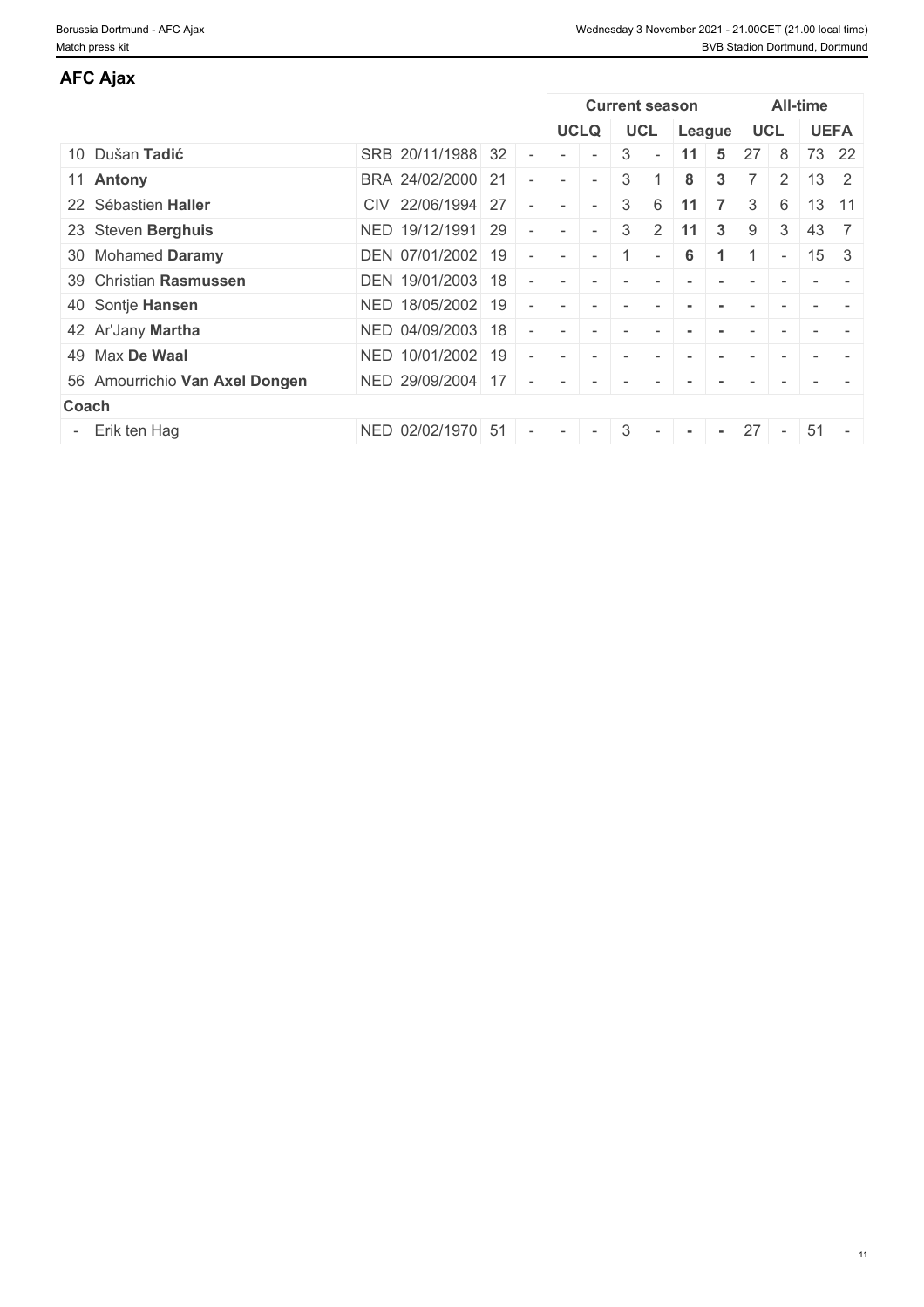## AFC Ajax

| | | | | | | Current season | | | | | | All-time | | | |
|---|---|---|---|---|---|---|---|---|---|---|---|---|---|---|---|
| | | | | | | UCLQ | | UCL | | League | | UCL | | UEFA | |
| 10 | Dušan **Tadić** | SRB | 20/11/1988 | 32 | - | - | - | 3 | - | **11** | **5** | 27 | 8 | 73 | 22 |
| 11 | **Antony** | BRA | 24/02/2000 | 21 | - | - | - | 3 | 1 | **8** | **3** | 7 | 2 | 13 | 2 |
| 22 | Sébastien **Haller** | CIV | 22/06/1994 | 27 | - | - | - | 3 | 6 | **11** | **7** | 3 | 6 | 13 | 11 |
| 23 | Steven **Berghuis** | NED | 19/12/1991 | 29 | - | - | - | 3 | 2 | **11** | **3** | 9 | 3 | 43 | 7 |
| 30 | Mohamed **Daramy** | DEN | 07/01/2002 | 19 | - | - | - | 1 | - | **6** | **1** | 1 | - | 15 | 3 |
| 39 | Christian **Rasmussen** | DEN | 19/01/2003 | 18 | - | - | - | - | - | **-** | **-** | - | - | - | - |
| 40 | Sontje **Hansen** | NED | 18/05/2002 | 19 | - | - | - | - | - | **-** | **-** | - | - | - | - |
| 42 | Ar'Jany **Martha** | NED | 04/09/2003 | 18 | - | - | - | - | - | **-** | **-** | - | - | - | - |
| 49 | Max **De Waal** | NED | 10/01/2002 | 19 | - | - | - | - | - | **-** | **-** | - | - | - | - |
| 56 | Amourrichio **Van Axel Dongen** | NED | 29/09/2004 | 17 | - | - | - | - | - | **-** | **-** | - | - | - | - |
| **Coach** | | | | | | | | | | | | | | | |
| - | Erik ten Hag | NED | 02/02/1970 | 51 | - | - | - | 3 | - | **-** | **-** | 27 | - | 51 | - |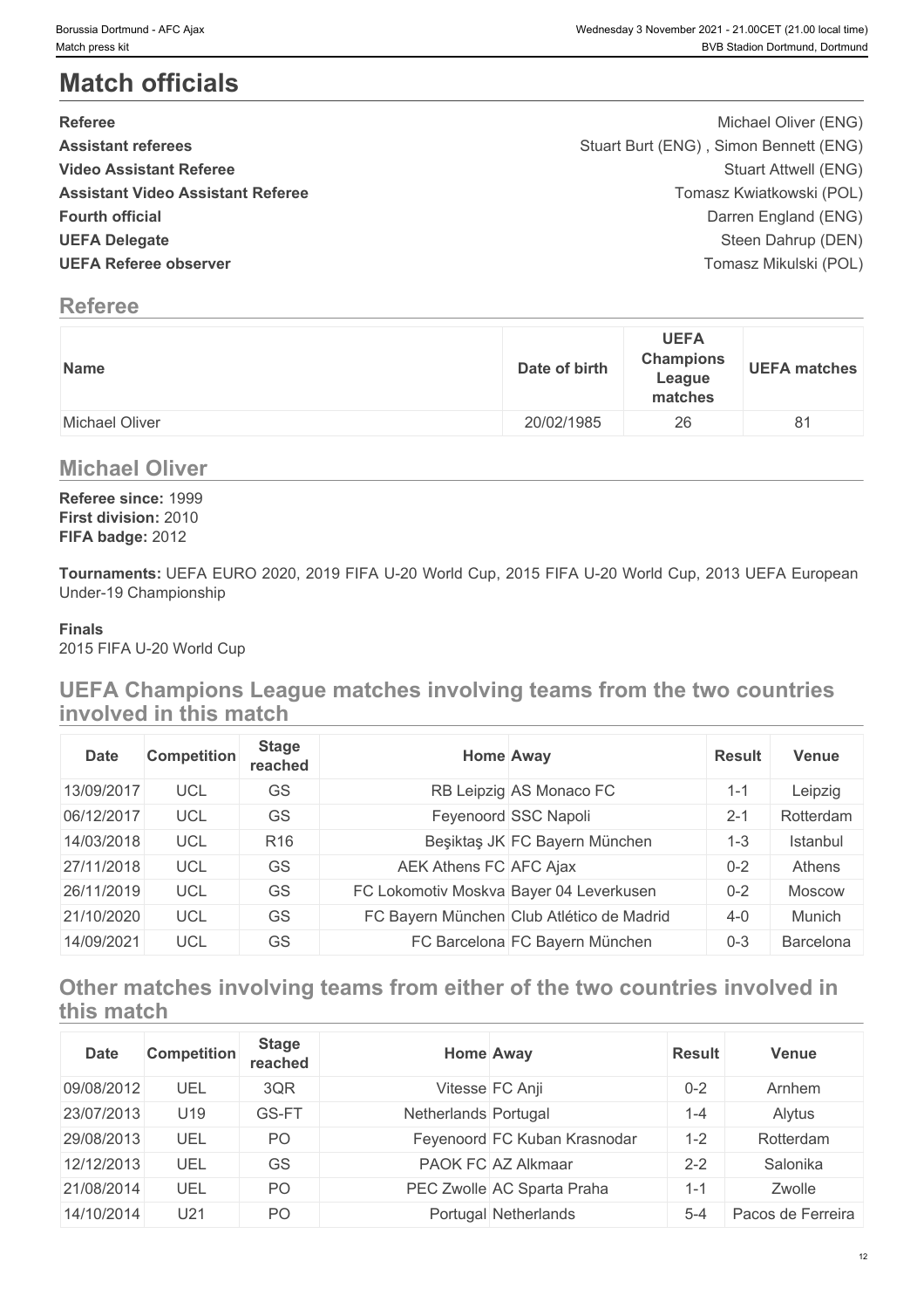# Match officials

**Referee** Michael Oliver (ENG)
**Assistant referees** Stuart Burt (ENG) , Simon Bennett (ENG)
**Video Assistant Referee** Stuart Attwell (ENG)
**Assistant Video Assistant Referee** Tomasz Kwiatkowski (POL)
**Fourth official** Darren England (ENG)
**UEFA Delegate** Steen Dahrup (DEN)
**UEFA Referee observer** Tomasz Mikulski (POL)

## Referee

| Name | Date of birth | UEFA Champions League matches | UEFA matches |
|---|---|---|---|
| Michael Oliver | 20/02/1985 | 26 | 81 |

## Michael Oliver

**Referee since:** 1999
**First division:** 2010
**FIFA badge:** 2012

**Tournaments:** UEFA EURO 2020, 2019 FIFA U-20 World Cup, 2015 FIFA U-20 World Cup, 2013 UEFA European Under-19 Championship

**Finals**
2015 FIFA U-20 World Cup

## UEFA Champions League matches involving teams from the two countries involved in this match

| Date | Competition | Stage reached | Home | Away | Result | Venue |
|---|---|---|---|---|---|---|
| 13/09/2017 | UCL | GS | RB Leipzig | AS Monaco FC | 1-1 | Leipzig |
| 06/12/2017 | UCL | GS | Feyenoord | SSC Napoli | 2-1 | Rotterdam |
| 14/03/2018 | UCL | R16 | Beşiktaş JK | FC Bayern München | 1-3 | Istanbul |
| 27/11/2018 | UCL | GS | AEK Athens FC | AFC Ajax | 0-2 | Athens |
| 26/11/2019 | UCL | GS | FC Lokomotiv Moskva | Bayer 04 Leverkusen | 0-2 | Moscow |
| 21/10/2020 | UCL | GS | FC Bayern München | Club Atlético de Madrid | 4-0 | Munich |
| 14/09/2021 | UCL | GS | FC Barcelona | FC Bayern München | 0-3 | Barcelona |

## Other matches involving teams from either of the two countries involved in this match

| Date | Competition | Stage reached | Home | Away | Result | Venue |
|---|---|---|---|---|---|---|
| 09/08/2012 | UEL | 3QR | Vitesse | FC Anji | 0-2 | Arnhem |
| 23/07/2013 | U19 | GS-FT | Netherlands | Portugal | 1-4 | Alytus |
| 29/08/2013 | UEL | PO | Feyenoord | FC Kuban Krasnodar | 1-2 | Rotterdam |
| 12/12/2013 | UEL | GS | PAOK FC | AZ Alkmaar | 2-2 | Salonika |
| 21/08/2014 | UEL | PO | PEC Zwolle | AC Sparta Praha | 1-1 | Zwolle |
| 14/10/2014 | U21 | PO | Portugal | Netherlands | 5-4 | Pacos de Ferreira |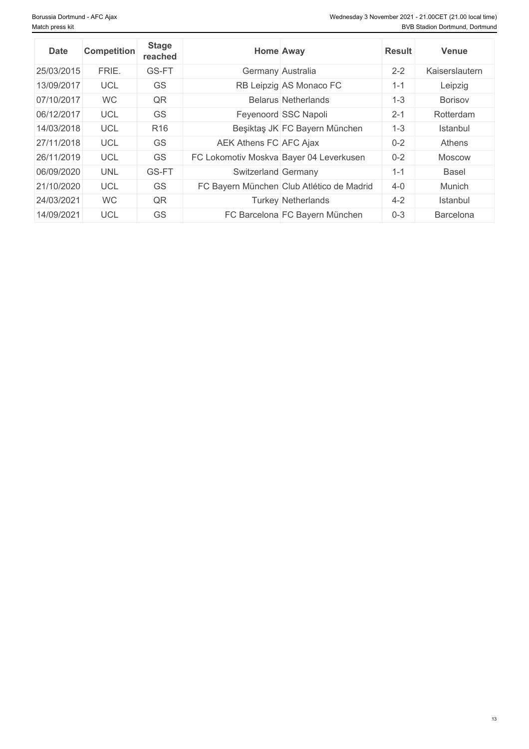| Date | Competition | Stage reached | Home | Away | Result | Venue |
|---|---|---|---|---|---|---|
| 25/03/2015 | FRIE. | GS-FT | Germany | Australia | 2-2 | Kaiserslautern |
| 13/09/2017 | UCL | GS | RB Leipzig | AS Monaco FC | 1-1 | Leipzig |
| 07/10/2017 | WC | QR | Belarus | Netherlands | 1-3 | Borisov |
| 06/12/2017 | UCL | GS | Feyenoord | SSC Napoli | 2-1 | Rotterdam |
| 14/03/2018 | UCL | R16 | Beşiktaş JK | FC Bayern München | 1-3 | Istanbul |
| 27/11/2018 | UCL | GS | AEK Athens FC | AFC Ajax | 0-2 | Athens |
| 26/11/2019 | UCL | GS | FC Lokomotiv Moskva | Bayer 04 Leverkusen | 0-2 | Moscow |
| 06/09/2020 | UNL | GS-FT | Switzerland | Germany | 1-1 | Basel |
| 21/10/2020 | UCL | GS | FC Bayern München | Club Atlético de Madrid | 4-0 | Munich |
| 24/03/2021 | WC | QR | Turkey | Netherlands | 4-2 | Istanbul |
| 14/09/2021 | UCL | GS | FC Barcelona | FC Bayern München | 0-3 | Barcelona |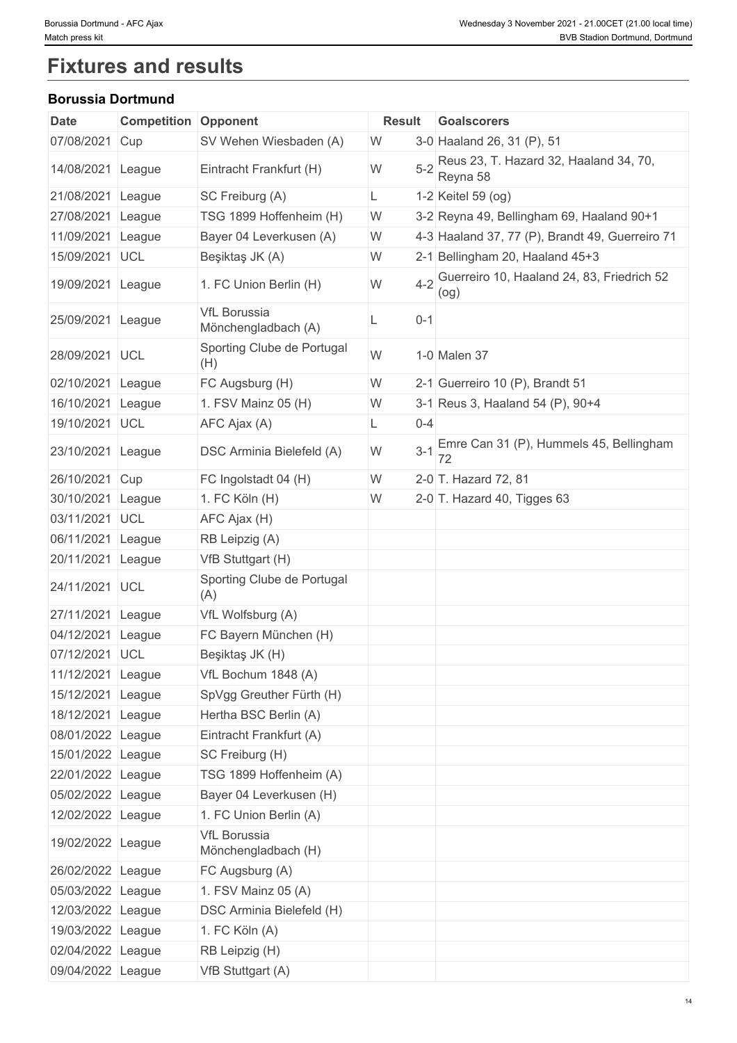# Fixtures and results

### Borussia Dortmund

| Date | Competition | Opponent | Result | | Goalscorers |
|---|---|---|---|---|---|
| 07/08/2021 | Cup | SV Wehen Wiesbaden (A) | W | 3-0 | Haaland 26, 31 (P), 51 |
| 14/08/2021 | League | Eintracht Frankfurt (H) | W | 5-2 | Reus 23, T. Hazard 32, Haaland 34, 70, Reyna 58 |
| 21/08/2021 | League | SC Freiburg (A) | L | 1-2 | Keitel 59 (og) |
| 27/08/2021 | League | TSG 1899 Hoffenheim (H) | W | 3-2 | Reyna 49, Bellingham 69, Haaland 90+1 |
| 11/09/2021 | League | Bayer 04 Leverkusen (A) | W | 4-3 | Haaland 37, 77 (P), Brandt 49, Guerreiro 71 |
| 15/09/2021 | UCL | Beşiktaş JK (A) | W | 2-1 | Bellingham 20, Haaland 45+3 |
| 19/09/2021 | League | 1. FC Union Berlin (H) | W | 4-2 | Guerreiro 10, Haaland 24, 83, Friedrich 52 (og) |
| 25/09/2021 | League | VfL Borussia Mönchengladbach (A) | L | 0-1 | |
| 28/09/2021 | UCL | Sporting Clube de Portugal (H) | W | 1-0 | Malen 37 |
| 02/10/2021 | League | FC Augsburg (H) | W | 2-1 | Guerreiro 10 (P), Brandt 51 |
| 16/10/2021 | League | 1. FSV Mainz 05 (H) | W | 3-1 | Reus 3, Haaland 54 (P), 90+4 |
| 19/10/2021 | UCL | AFC Ajax (A) | L | 0-4 | |
| 23/10/2021 | League | DSC Arminia Bielefeld (A) | W | 3-1 | Emre Can 31 (P), Hummels 45, Bellingham 72 |
| 26/10/2021 | Cup | FC Ingolstadt 04 (H) | W | 2-0 | T. Hazard 72, 81 |
| 30/10/2021 | League | 1. FC Köln (H) | W | 2-0 | T. Hazard 40, Tigges 63 |
| 03/11/2021 | UCL | AFC Ajax (H) | | | |
| 06/11/2021 | League | RB Leipzig (A) | | | |
| 20/11/2021 | League | VfB Stuttgart (H) | | | |
| 24/11/2021 | UCL | Sporting Clube de Portugal (A) | | | |
| 27/11/2021 | League | VfL Wolfsburg (A) | | | |
| 04/12/2021 | League | FC Bayern München (H) | | | |
| 07/12/2021 | UCL | Beşiktaş JK (H) | | | |
| 11/12/2021 | League | VfL Bochum 1848 (A) | | | |
| 15/12/2021 | League | SpVgg Greuther Fürth (H) | | | |
| 18/12/2021 | League | Hertha BSC Berlin (A) | | | |
| 08/01/2022 | League | Eintracht Frankfurt (A) | | | |
| 15/01/2022 | League | SC Freiburg (H) | | | |
| 22/01/2022 | League | TSG 1899 Hoffenheim (A) | | | |
| 05/02/2022 | League | Bayer 04 Leverkusen (H) | | | |
| 12/02/2022 | League | 1. FC Union Berlin (A) | | | |
| 19/02/2022 | League | VfL Borussia Mönchengladbach (H) | | | |
| 26/02/2022 | League | FC Augsburg (A) | | | |
| 05/03/2022 | League | 1. FSV Mainz 05 (A) | | | |
| 12/03/2022 | League | DSC Arminia Bielefeld (H) | | | |
| 19/03/2022 | League | 1. FC Köln (A) | | | |
| 02/04/2022 | League | RB Leipzig (H) | | | |
| 09/04/2022 | League | VfB Stuttgart (A) | | | |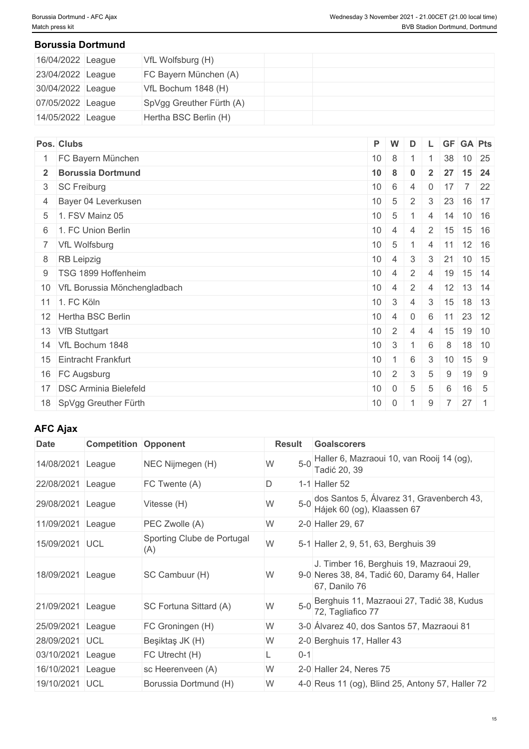## Borussia Dortmund

| | | | | |
|---|---|---|---|---|
| 16/04/2022 | League | VfL Wolfsburg (H) | | |
| 23/04/2022 | League | FC Bayern München (A) | | |
| 30/04/2022 | League | VfL Bochum 1848 (H) | | |
| 07/05/2022 | League | SpVgg Greuther Fürth (A) | | |
| 14/05/2022 | League | Hertha BSC Berlin (H) | | |

| Pos. | Clubs | P | W | D | L | GF | GA | Pts |
|---|---|---|---|---|---|---|---|---|
| 1 | FC Bayern München | 10 | 8 | 1 | 1 | 38 | 10 | 25 |
| **2** | **Borussia Dortmund** | **10** | **8** | **0** | **2** | **27** | **15** | **24** |
| 3 | SC Freiburg | 10 | 6 | 4 | 0 | 17 | 7 | 22 |
| 4 | Bayer 04 Leverkusen | 10 | 5 | 2 | 3 | 23 | 16 | 17 |
| 5 | 1. FSV Mainz 05 | 10 | 5 | 1 | 4 | 14 | 10 | 16 |
| 6 | 1. FC Union Berlin | 10 | 4 | 4 | 2 | 15 | 15 | 16 |
| 7 | VfL Wolfsburg | 10 | 5 | 1 | 4 | 11 | 12 | 16 |
| 8 | RB Leipzig | 10 | 4 | 3 | 3 | 21 | 10 | 15 |
| 9 | TSG 1899 Hoffenheim | 10 | 4 | 2 | 4 | 19 | 15 | 14 |
| 10 | VfL Borussia Mönchengladbach | 10 | 4 | 2 | 4 | 12 | 13 | 14 |
| 11 | 1. FC Köln | 10 | 3 | 4 | 3 | 15 | 18 | 13 |
| 12 | Hertha BSC Berlin | 10 | 4 | 0 | 6 | 11 | 23 | 12 |
| 13 | VfB Stuttgart | 10 | 2 | 4 | 4 | 15 | 19 | 10 |
| 14 | VfL Bochum 1848 | 10 | 3 | 1 | 6 | 8 | 18 | 10 |
| 15 | Eintracht Frankfurt | 10 | 1 | 6 | 3 | 10 | 15 | 9 |
| 16 | FC Augsburg | 10 | 2 | 3 | 5 | 9 | 19 | 9 |
| 17 | DSC Arminia Bielefeld | 10 | 0 | 5 | 5 | 6 | 16 | 5 |
| 18 | SpVgg Greuther Fürth | 10 | 0 | 1 | 9 | 7 | 27 | 1 |

## AFC Ajax

| Date | Competition | Opponent | Result | | Goalscorers |
|---|---|---|---|---|---|
| 14/08/2021 | League | NEC Nijmegen (H) | W | 5-0 | Haller 6, Mazraoui 10, van Rooij 14 (og), Tadić 20, 39 |
| 22/08/2021 | League | FC Twente (A) | D | 1-1 | Haller 52 |
| 29/08/2021 | League | Vitesse (H) | W | 5-0 | dos Santos 5, Álvarez 31, Gravenberch 43, Hájek 60 (og), Klaassen 67 |
| 11/09/2021 | League | PEC Zwolle (A) | W | 2-0 | Haller 29, 67 |
| 15/09/2021 | UCL | Sporting Clube de Portugal (A) | W | 5-1 | Haller 2, 9, 51, 63, Berghuis 39 |
| 18/09/2021 | League | SC Cambuur (H) | W | 9-0 | J. Timber 16, Berghuis 19, Mazraoui 29, Neres 38, 84, Tadić 60, Daramy 64, Haller 67, Danilo 76 |
| 21/09/2021 | League | SC Fortuna Sittard (A) | W | 5-0 | Berghuis 11, Mazraoui 27, Tadić 38, Kudus 72, Tagliafico 77 |
| 25/09/2021 | League | FC Groningen (H) | W | 3-0 | Álvarez 40, dos Santos 57, Mazraoui 81 |
| 28/09/2021 | UCL | Beşiktaş JK (H) | W | 2-0 | Berghuis 17, Haller 43 |
| 03/10/2021 | League | FC Utrecht (H) | L | 0-1 | |
| 16/10/2021 | League | sc Heerenveen (A) | W | 2-0 | Haller 24, Neres 75 |
| 19/10/2021 | UCL | Borussia Dortmund (H) | W | 4-0 | Reus 11 (og), Blind 25, Antony 57, Haller 72 |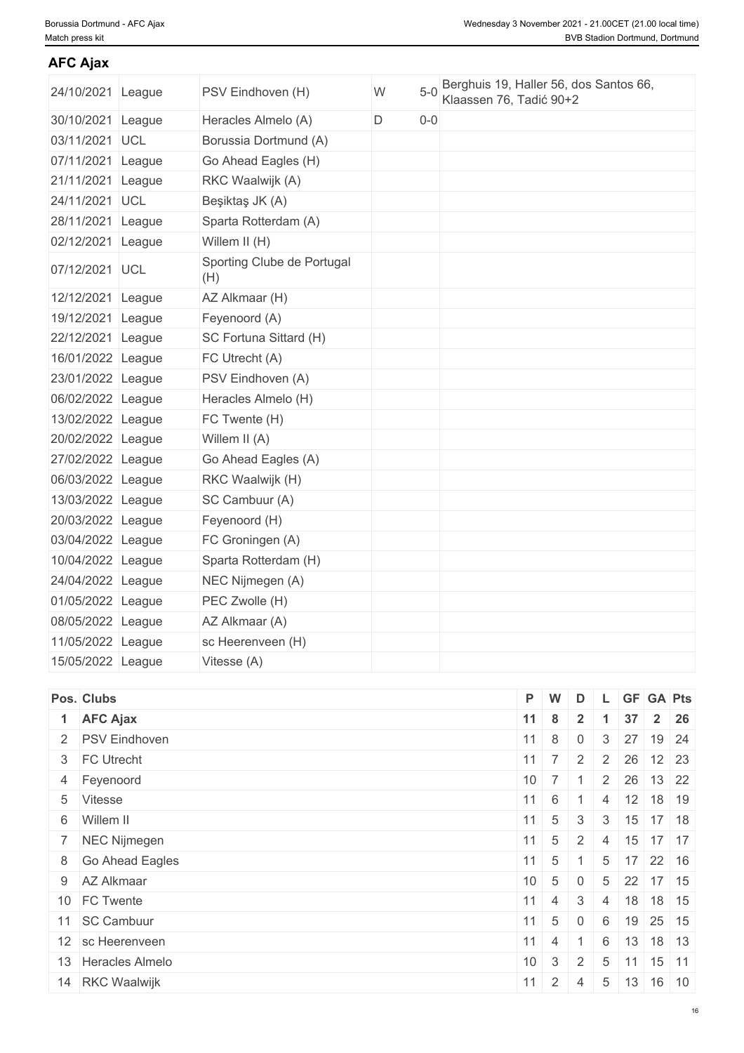## AFC Ajax

| | | | | | |
|---|---|---|---|---|---|
| 24/10/2021 | League | PSV Eindhoven (H) | W | 5-0 | Berghuis 19, Haller 56, dos Santos 66, Klaassen 76, Tadić 90+2 |
| 30/10/2021 | League | Heracles Almelo (A) | D | 0-0 | |
| 03/11/2021 | UCL | Borussia Dortmund (A) | | | |
| 07/11/2021 | League | Go Ahead Eagles (H) | | | |
| 21/11/2021 | League | RKC Waalwijk (A) | | | |
| 24/11/2021 | UCL | Beşiktaş JK (A) | | | |
| 28/11/2021 | League | Sparta Rotterdam (A) | | | |
| 02/12/2021 | League | Willem II (H) | | | |
| 07/12/2021 | UCL | Sporting Clube de Portugal (H) | | | |
| 12/12/2021 | League | AZ Alkmaar (H) | | | |
| 19/12/2021 | League | Feyenoord (A) | | | |
| 22/12/2021 | League | SC Fortuna Sittard (H) | | | |
| 16/01/2022 | League | FC Utrecht (A) | | | |
| 23/01/2022 | League | PSV Eindhoven (A) | | | |
| 06/02/2022 | League | Heracles Almelo (H) | | | |
| 13/02/2022 | League | FC Twente (H) | | | |
| 20/02/2022 | League | Willem II (A) | | | |
| 27/02/2022 | League | Go Ahead Eagles (A) | | | |
| 06/03/2022 | League | RKC Waalwijk (H) | | | |
| 13/03/2022 | League | SC Cambuur (A) | | | |
| 20/03/2022 | League | Feyenoord (H) | | | |
| 03/04/2022 | League | FC Groningen (A) | | | |
| 10/04/2022 | League | Sparta Rotterdam (H) | | | |
| 24/04/2022 | League | NEC Nijmegen (A) | | | |
| 01/05/2022 | League | PEC Zwolle (H) | | | |
| 08/05/2022 | League | AZ Alkmaar (A) | | | |
| 11/05/2022 | League | sc Heerenveen (H) | | | |
| 15/05/2022 | League | Vitesse (A) | | | |

| Pos. | Clubs | P | W | D | L | GF | GA | Pts |
|---|---|---|---|---|---|---|---|---|
| **1** | **AFC Ajax** | **11** | **8** | **2** | **1** | **37** | **2** | **26** |
| 2 | PSV Eindhoven | 11 | 8 | 0 | 3 | 27 | 19 | 24 |
| 3 | FC Utrecht | 11 | 7 | 2 | 2 | 26 | 12 | 23 |
| 4 | Feyenoord | 10 | 7 | 1 | 2 | 26 | 13 | 22 |
| 5 | Vitesse | 11 | 6 | 1 | 4 | 12 | 18 | 19 |
| 6 | Willem II | 11 | 5 | 3 | 3 | 15 | 17 | 18 |
| 7 | NEC Nijmegen | 11 | 5 | 2 | 4 | 15 | 17 | 17 |
| 8 | Go Ahead Eagles | 11 | 5 | 1 | 5 | 17 | 22 | 16 |
| 9 | AZ Alkmaar | 10 | 5 | 0 | 5 | 22 | 17 | 15 |
| 10 | FC Twente | 11 | 4 | 3 | 4 | 18 | 18 | 15 |
| 11 | SC Cambuur | 11 | 5 | 0 | 6 | 19 | 25 | 15 |
| 12 | sc Heerenveen | 11 | 4 | 1 | 6 | 13 | 18 | 13 |
| 13 | Heracles Almelo | 10 | 3 | 2 | 5 | 11 | 15 | 11 |
| 14 | RKC Waalwijk | 11 | 2 | 4 | 5 | 13 | 16 | 10 |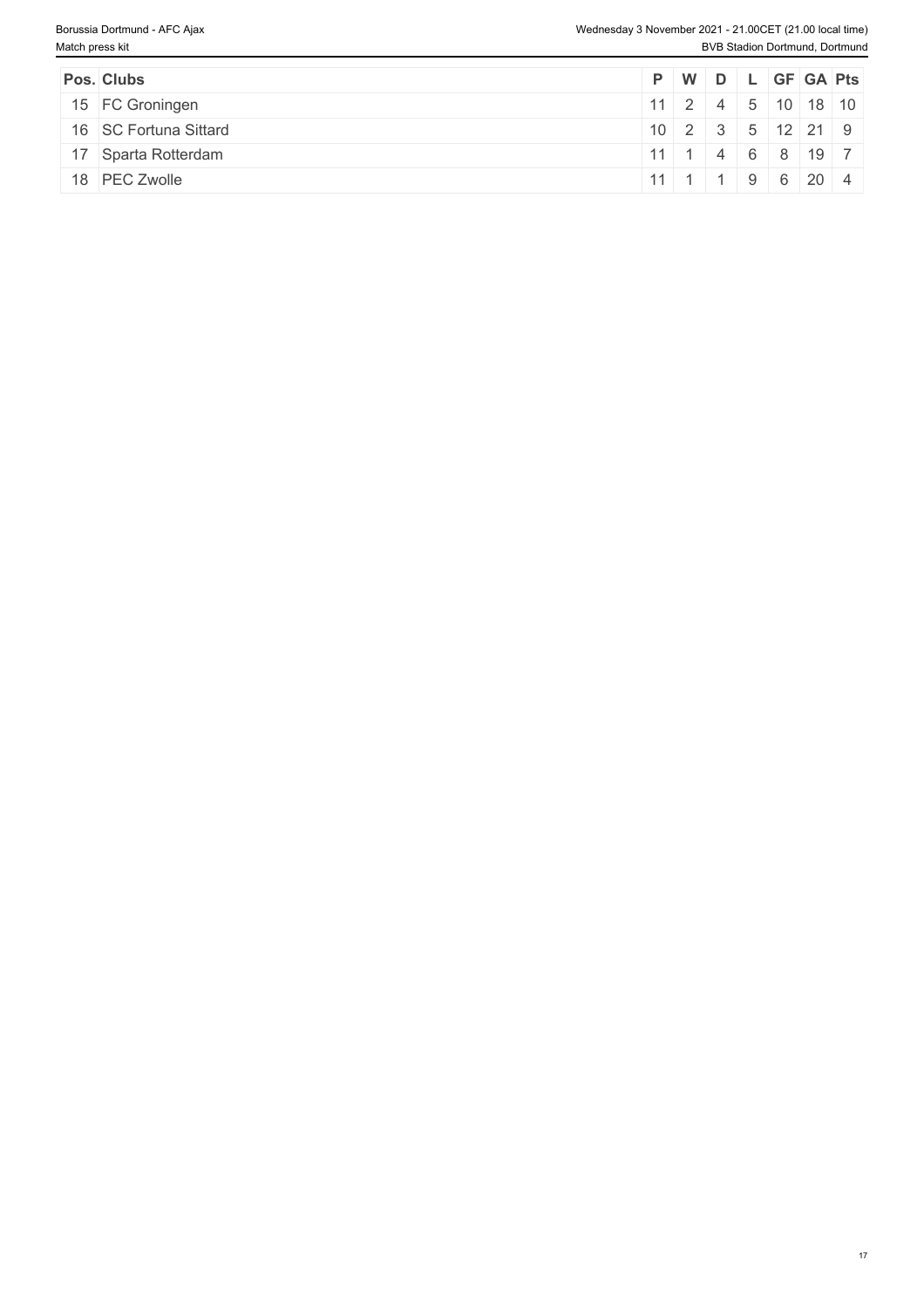| Pos. | Clubs | P | W | D | L | GF | GA | Pts |
|---|---|---|---|---|---|---|---|---|
| 15 | FC Groningen | 11 | 2 | 4 | 5 | 10 | 18 | 10 |
| 16 | SC Fortuna Sittard | 10 | 2 | 3 | 5 | 12 | 21 | 9 |
| 17 | Sparta Rotterdam | 11 | 1 | 4 | 6 | 8 | 19 | 7 |
| 18 | PEC Zwolle | 11 | 1 | 1 | 9 | 6 | 20 | 4 |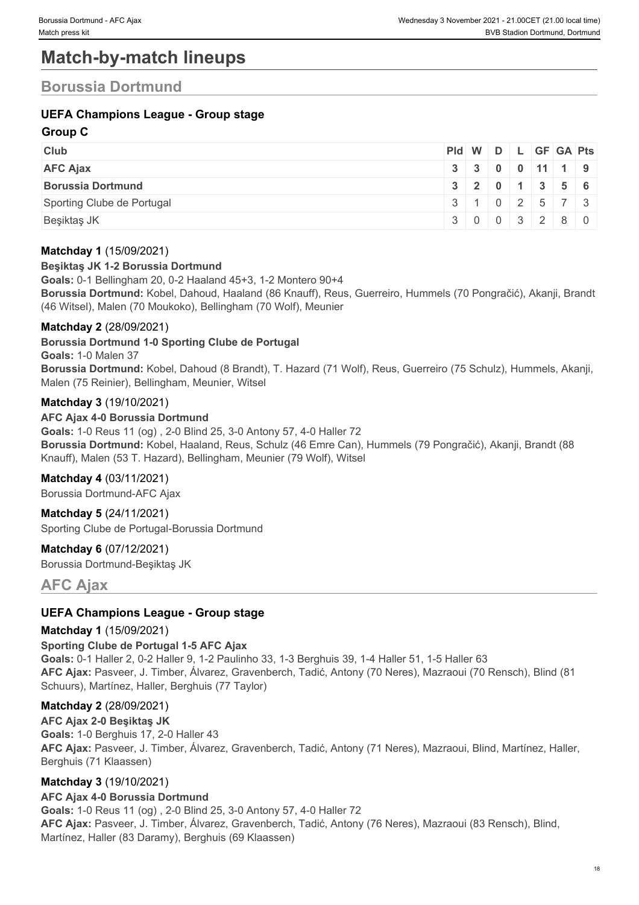# Match-by-match lineups

## Borussia Dortmund

### UEFA Champions League - Group stage

#### Group C

| Club | Pld | W | D | L | GF | GA | Pts |
|---|---|---|---|---|---|---|---|
| **AFC Ajax** | **3** | **3** | **0** | **0** | **11** | **1** | **9** |
| **Borussia Dortmund** | **3** | **2** | **0** | **1** | **3** | **5** | **6** |
| Sporting Clube de Portugal | 3 | 1 | 0 | 2 | 5 | 7 | 3 |
| Beşiktaş JK | 3 | 0 | 0 | 3 | 2 | 8 | 0 |

**Matchday 1** (15/09/2021)

**Beşiktaş JK 1-2 Borussia Dortmund**

**Goals:** 0-1 Bellingham 20, 0-2 Haaland 45+3, 1-2 Montero 90+4

**Borussia Dortmund:** Kobel, Dahoud, Haaland (86 Knauff), Reus, Guerreiro, Hummels (70 Pongračić), Akanji, Brandt (46 Witsel), Malen (70 Moukoko), Bellingham (70 Wolf), Meunier

**Matchday 2** (28/09/2021)

**Borussia Dortmund 1-0 Sporting Clube de Portugal**

**Goals:** 1-0 Malen 37

**Borussia Dortmund:** Kobel, Dahoud (8 Brandt), T. Hazard (71 Wolf), Reus, Guerreiro (75 Schulz), Hummels, Akanji, Malen (75 Reinier), Bellingham, Meunier, Witsel

**Matchday 3** (19/10/2021)

**AFC Ajax 4-0 Borussia Dortmund**

**Goals:** 1-0 Reus 11 (og) , 2-0 Blind 25, 3-0 Antony 57, 4-0 Haller 72

**Borussia Dortmund:** Kobel, Haaland, Reus, Schulz (46 Emre Can), Hummels (79 Pongračić), Akanji, Brandt (88 Knauff), Malen (53 T. Hazard), Bellingham, Meunier (79 Wolf), Witsel

**Matchday 4** (03/11/2021)

Borussia Dortmund-AFC Ajax

**Matchday 5** (24/11/2021)

Sporting Clube de Portugal-Borussia Dortmund

**Matchday 6** (07/12/2021)

Borussia Dortmund-Beşiktaş JK

## AFC Ajax

### UEFA Champions League - Group stage

**Matchday 1** (15/09/2021)

**Sporting Clube de Portugal 1-5 AFC Ajax**

**Goals:** 0-1 Haller 2, 0-2 Haller 9, 1-2 Paulinho 33, 1-3 Berghuis 39, 1-4 Haller 51, 1-5 Haller 63

**AFC Ajax:** Pasveer, J. Timber, Álvarez, Gravenberch, Tadić, Antony (70 Neres), Mazraoui (70 Rensch), Blind (81 Schuurs), Martínez, Haller, Berghuis (77 Taylor)

**Matchday 2** (28/09/2021)

**AFC Ajax 2-0 Beşiktaş JK**

**Goals:** 1-0 Berghuis 17, 2-0 Haller 43

**AFC Ajax:** Pasveer, J. Timber, Álvarez, Gravenberch, Tadić, Antony (71 Neres), Mazraoui, Blind, Martínez, Haller, Berghuis (71 Klaassen)

**Matchday 3** (19/10/2021)

**AFC Ajax 4-0 Borussia Dortmund**

**Goals:** 1-0 Reus 11 (og) , 2-0 Blind 25, 3-0 Antony 57, 4-0 Haller 72

**AFC Ajax:** Pasveer, J. Timber, Álvarez, Gravenberch, Tadić, Antony (76 Neres), Mazraoui (83 Rensch), Blind, Martínez, Haller (83 Daramy), Berghuis (69 Klaassen)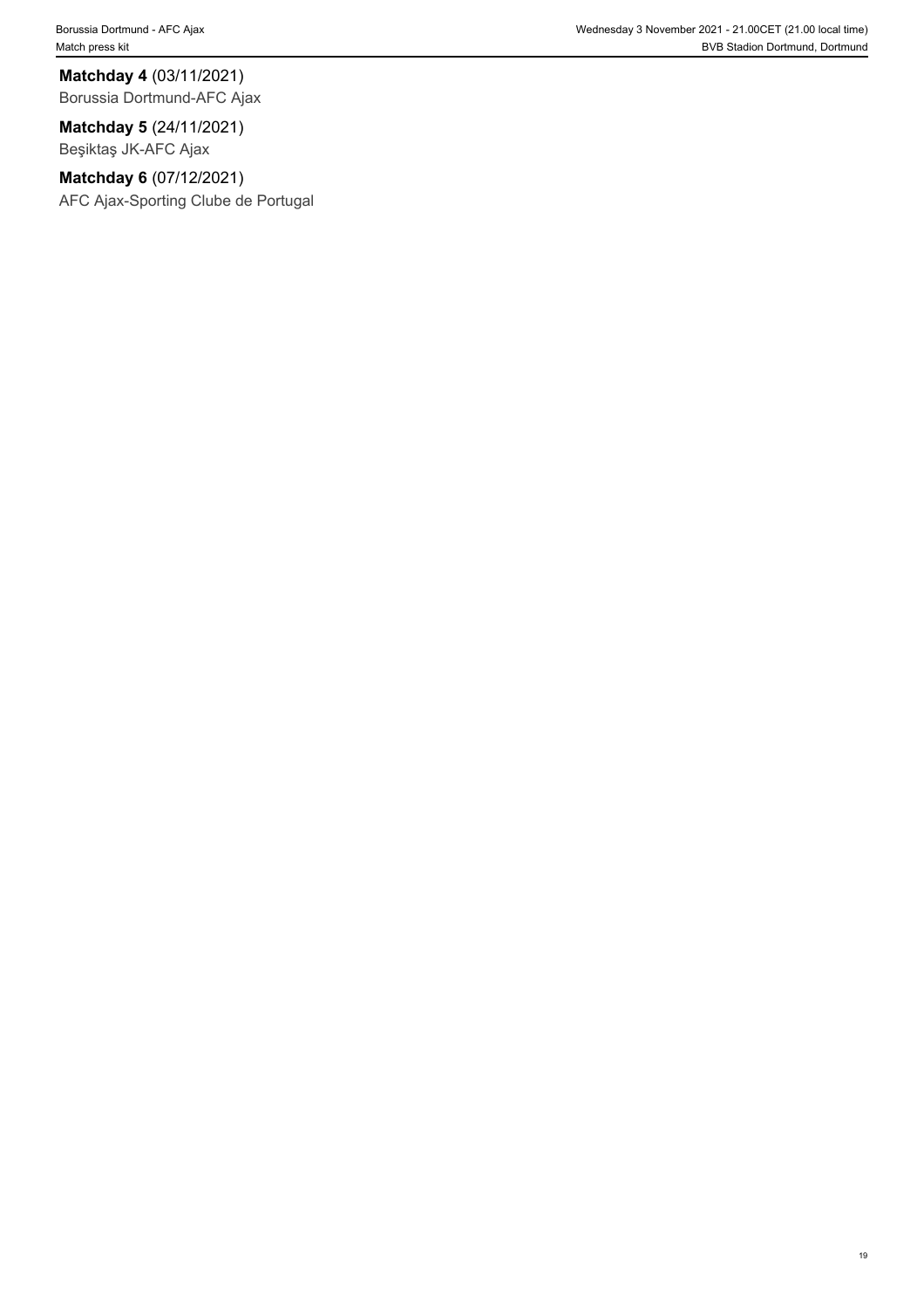**Matchday 4** (03/11/2021)
Borussia Dortmund-AFC Ajax

**Matchday 5** (24/11/2021)
Beşiktaş JK-AFC Ajax

**Matchday 6** (07/12/2021)
AFC Ajax-Sporting Clube de Portugal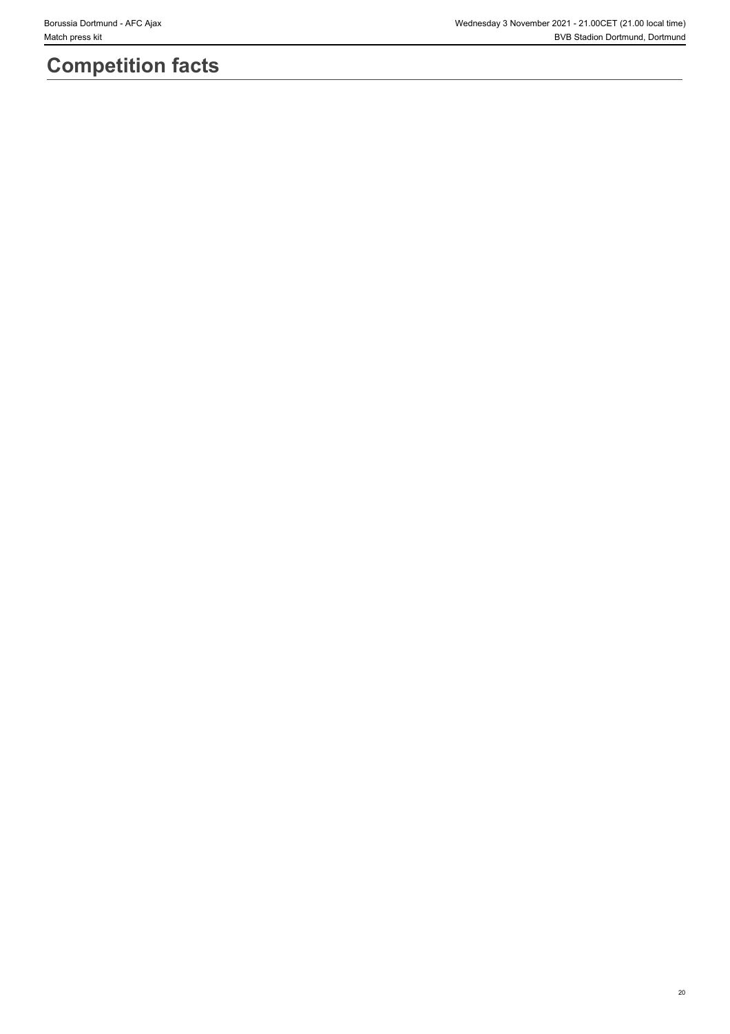# Competition facts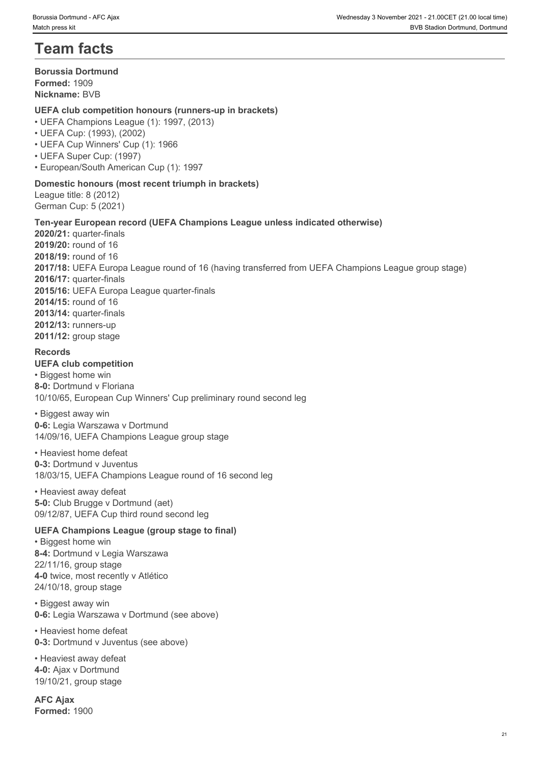# Team facts

**Borussia Dortmund**
**Formed:** 1909
**Nickname:** BVB

### UEFA club competition honours (runners-up in brackets)

- UEFA Champions League (1): 1997, (2013)
- UEFA Cup: (1993), (2002)
- UEFA Cup Winners' Cup (1): 1966
- UEFA Super Cup: (1997)
- European/South American Cup (1): 1997

### Domestic honours (most recent triumph in brackets)

League title: 8 (2012)
German Cup: 5 (2021)

### Ten-year European record (UEFA Champions League unless indicated otherwise)

**2020/21:** quarter-finals
**2019/20:** round of 16
**2018/19:** round of 16
**2017/18:** UEFA Europa League round of 16 (having transferred from UEFA Champions League group stage)
**2016/17:** quarter-finals
**2015/16:** UEFA Europa League quarter-finals
**2014/15:** round of 16
**2013/14:** quarter-finals
**2012/13:** runners-up
**2011/12:** group stage

### Records

**UEFA club competition**

• Biggest home win
**8-0:** Dortmund v Floriana
10/10/65, European Cup Winners' Cup preliminary round second leg

• Biggest away win
**0-6:** Legia Warszawa v Dortmund
14/09/16, UEFA Champions League group stage

• Heaviest home defeat
**0-3:** Dortmund v Juventus
18/03/15, UEFA Champions League round of 16 second leg

• Heaviest away defeat
**5-0:** Club Brugge v Dortmund (aet)
09/12/87, UEFA Cup third round second leg

**UEFA Champions League (group stage to final)**

• Biggest home win
**8-4:** Dortmund v Legia Warszawa
22/11/16, group stage
**4-0** twice, most recently v Atlético
24/10/18, group stage

• Biggest away win
**0-6:** Legia Warszawa v Dortmund (see above)

• Heaviest home defeat
**0-3:** Dortmund v Juventus (see above)

• Heaviest away defeat
**4-0:** Ajax v Dortmund
19/10/21, group stage

**AFC Ajax**
**Formed:** 1900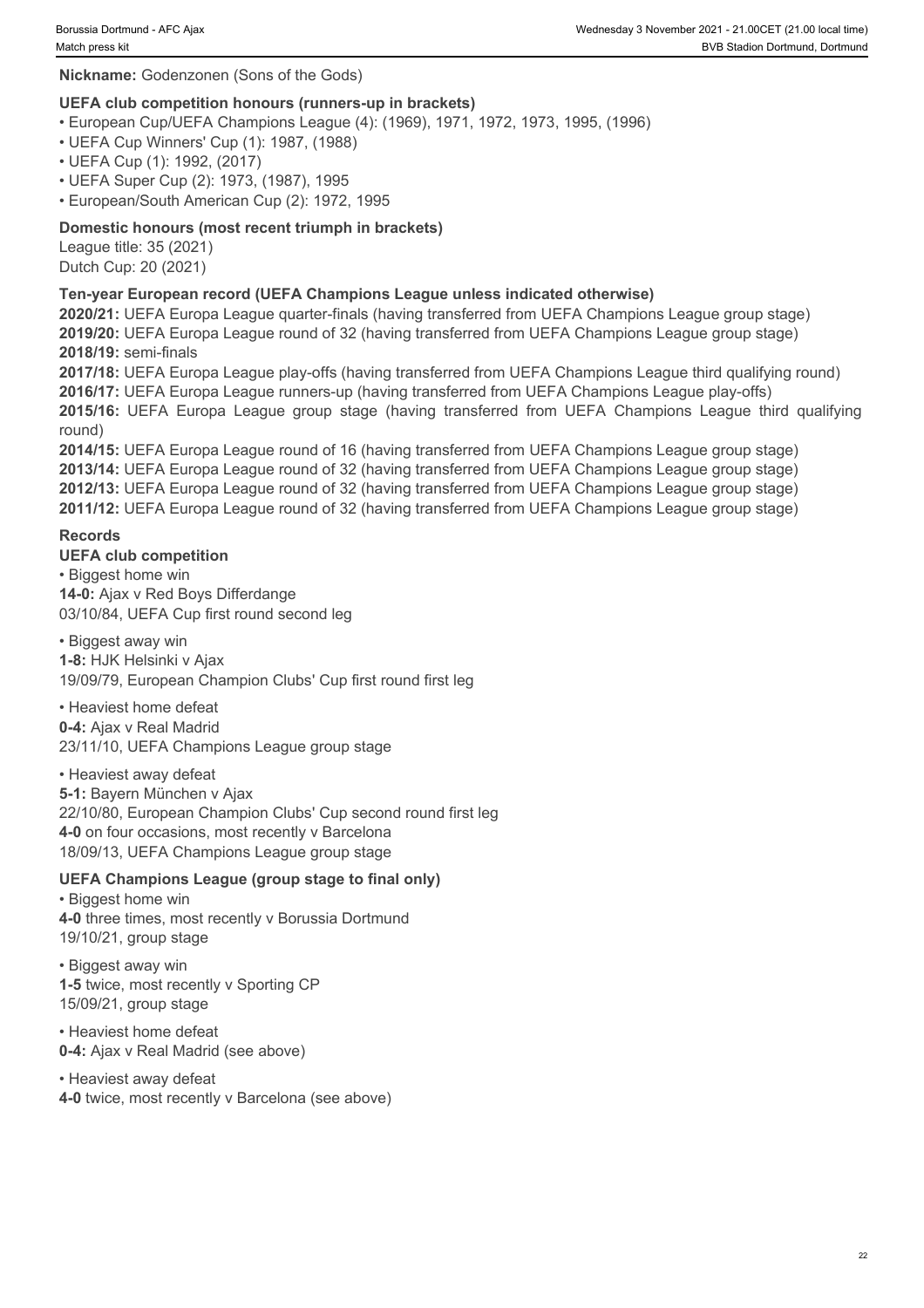**Nickname:** Godenzonen (Sons of the Gods)

**UEFA club competition honours (runners-up in brackets)**

- European Cup/UEFA Champions League (4): (1969), 1971, 1972, 1973, 1995, (1996)
- UEFA Cup Winners' Cup (1): 1987, (1988)
- UEFA Cup (1): 1992, (2017)
- UEFA Super Cup (2): 1973, (1987), 1995
- European/South American Cup (2): 1972, 1995

**Domestic honours (most recent triumph in brackets)**

League title: 35 (2021)
Dutch Cup: 20 (2021)

**Ten-year European record (UEFA Champions League unless indicated otherwise)**

**2020/21:** UEFA Europa League quarter-finals (having transferred from UEFA Champions League group stage)
**2019/20:** UEFA Europa League round of 32 (having transferred from UEFA Champions League group stage)
**2018/19:** semi-finals
**2017/18:** UEFA Europa League play-offs (having transferred from UEFA Champions League third qualifying round)
**2016/17:** UEFA Europa League runners-up (having transferred from UEFA Champions League play-offs)
**2015/16:** UEFA Europa League group stage (having transferred from UEFA Champions League third qualifying round)
**2014/15:** UEFA Europa League round of 16 (having transferred from UEFA Champions League group stage)
**2013/14:** UEFA Europa League round of 32 (having transferred from UEFA Champions League group stage)
**2012/13:** UEFA Europa League round of 32 (having transferred from UEFA Champions League group stage)
**2011/12:** UEFA Europa League round of 32 (having transferred from UEFA Champions League group stage)

**Records**

**UEFA club competition**

- Biggest home win

**14-0:** Ajax v Red Boys Differdange
03/10/84, UEFA Cup first round second leg

- Biggest away win

**1-8:** HJK Helsinki v Ajax
19/09/79, European Champion Clubs' Cup first round first leg

- Heaviest home defeat

**0-4:** Ajax v Real Madrid
23/11/10, UEFA Champions League group stage

- Heaviest away defeat

**5-1:** Bayern München v Ajax
22/10/80, European Champion Clubs' Cup second round first leg
**4-0** on four occasions, most recently v Barcelona
18/09/13, UEFA Champions League group stage

**UEFA Champions League (group stage to final only)**

- Biggest home win

**4-0** three times, most recently v Borussia Dortmund
19/10/21, group stage

- Biggest away win

**1-5** twice, most recently v Sporting CP
15/09/21, group stage

- Heaviest home defeat

**0-4:** Ajax v Real Madrid (see above)

- Heaviest away defeat

**4-0** twice, most recently v Barcelona (see above)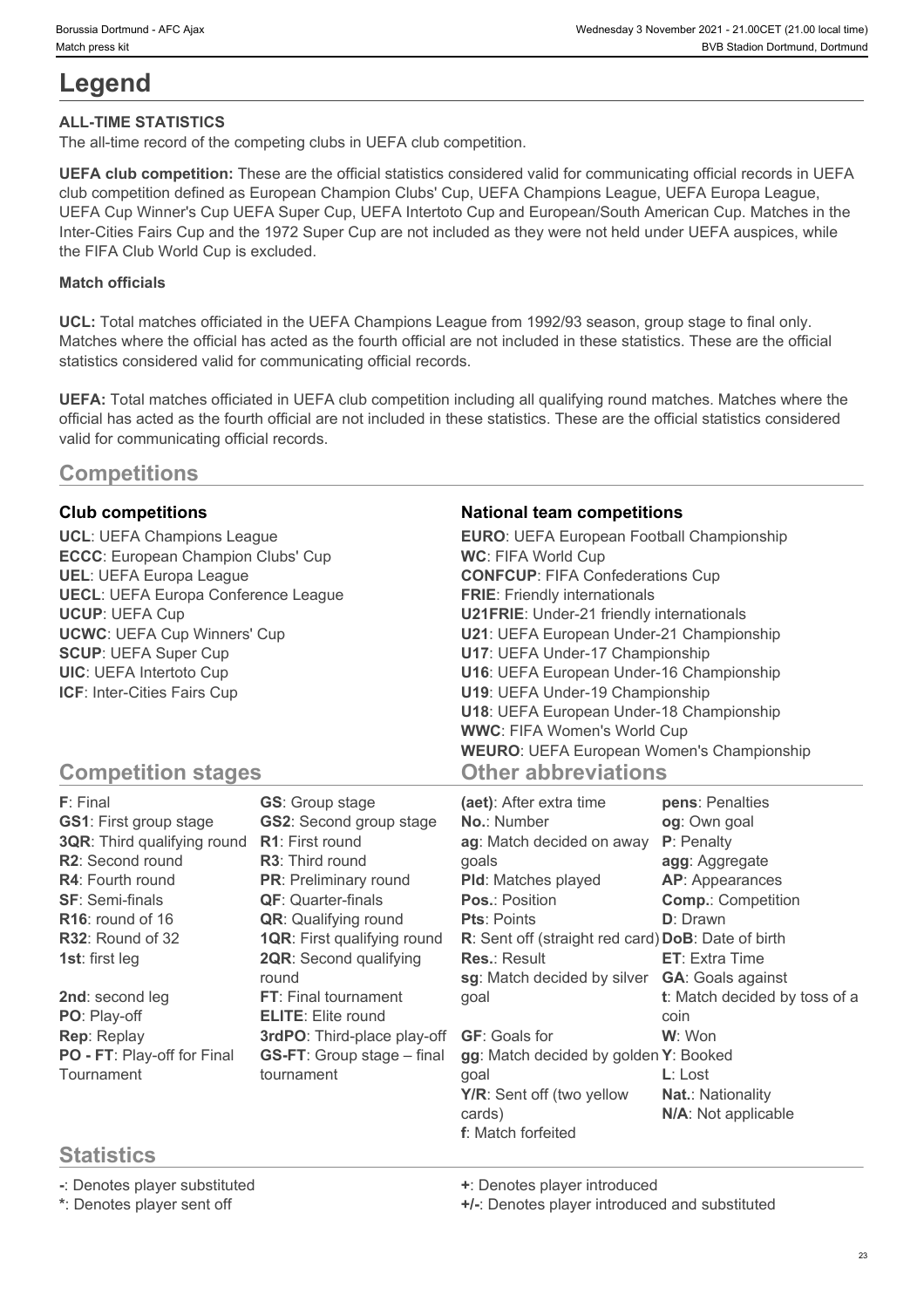# Legend

**ALL-TIME STATISTICS**

The all-time record of the competing clubs in UEFA club competition.

**UEFA club competition:** These are the official statistics considered valid for communicating official records in UEFA club competition defined as European Champion Clubs' Cup, UEFA Champions League, UEFA Europa League, UEFA Cup Winner's Cup UEFA Super Cup, UEFA Intertoto Cup and European/South American Cup. Matches in the Inter-Cities Fairs Cup and the 1972 Super Cup are not included as they were not held under UEFA auspices, while the FIFA Club World Cup is excluded.

**Match officials**

**UCL:** Total matches officiated in the UEFA Champions League from 1992/93 season, group stage to final only. Matches where the official has acted as the fourth official are not included in these statistics. These are the official statistics considered valid for communicating official records.

**UEFA:** Total matches officiated in UEFA club competition including all qualifying round matches. Matches where the official has acted as the fourth official are not included in these statistics. These are the official statistics considered valid for communicating official records.

## Competitions

### Club competitions

**UCL**: UEFA Champions League
**ECCC**: European Champion Clubs' Cup
**UEL**: UEFA Europa League
**UECL**: UEFA Europa Conference League
**UCUP**: UEFA Cup
**UCWC**: UEFA Cup Winners' Cup
**SCUP**: UEFA Super Cup
**UIC**: UEFA Intertoto Cup
**ICF**: Inter-Cities Fairs Cup

### National team competitions

**EURO**: UEFA European Football Championship
**WC**: FIFA World Cup
**CONFCUP**: FIFA Confederations Cup
**FRIE**: Friendly internationals
**U21FRIE**: Under-21 friendly internationals
**U21**: UEFA European Under-21 Championship
**U17**: UEFA Under-17 Championship
**U16**: UEFA European Under-16 Championship
**U19**: UEFA Under-19 Championship
**U18**: UEFA European Under-18 Championship
**WWC**: FIFA Women's World Cup
**WEURO**: UEFA European Women's Championship

## Competition stages

**F**: Final
**GS1**: First group stage
**3QR**: Third qualifying round
**R2**: Second round
**R4**: Fourth round
**SF**: Semi-finals
**R16**: round of 16
**R32**: Round of 32
**1st**: first leg
**2nd**: second leg
**PO**: Play-off
**Rep**: Replay
**PO - FT**: Play-off for Final Tournament
**GS**: Group stage
**GS2**: Second group stage
**R1**: First round
**R3**: Third round
**PR**: Preliminary round
**QF**: Quarter-finals
**QR**: Qualifying round
**1QR**: First qualifying round
**2QR**: Second qualifying round
**FT**: Final tournament
**ELITE**: Elite round
**3rdPO**: Third-place play-off
**GS-FT**: Group stage – final tournament

## Other abbreviations

**(aet)**: After extra time
**No.**: Number
**ag**: Match decided on away goals
**Pld**: Matches played
**Pos.**: Position
**Pts**: Points
**R**: Sent off (straight red card)
**Res.**: Result
**sg**: Match decided by silver goal
**GF**: Goals for
**gg**: Match decided by golden goal
**Y/R**: Sent off (two yellow cards)
**f**: Match forfeited
**pens**: Penalties
**og**: Own goal
**P**: Penalty
**agg**: Aggregate
**AP**: Appearances
**Comp.**: Competition
**D**: Drawn
**DoB**: Date of birth
**ET**: Extra Time
**GA**: Goals against
**t**: Match decided by toss of a coin
**W**: Won
**Y**: Booked
**L**: Lost
**Nat.**: Nationality
**N/A**: Not applicable

## Statistics

**-**: Denotes player substituted
**\***: Denotes player sent off
**+**: Denotes player introduced
**+/-**: Denotes player introduced and substituted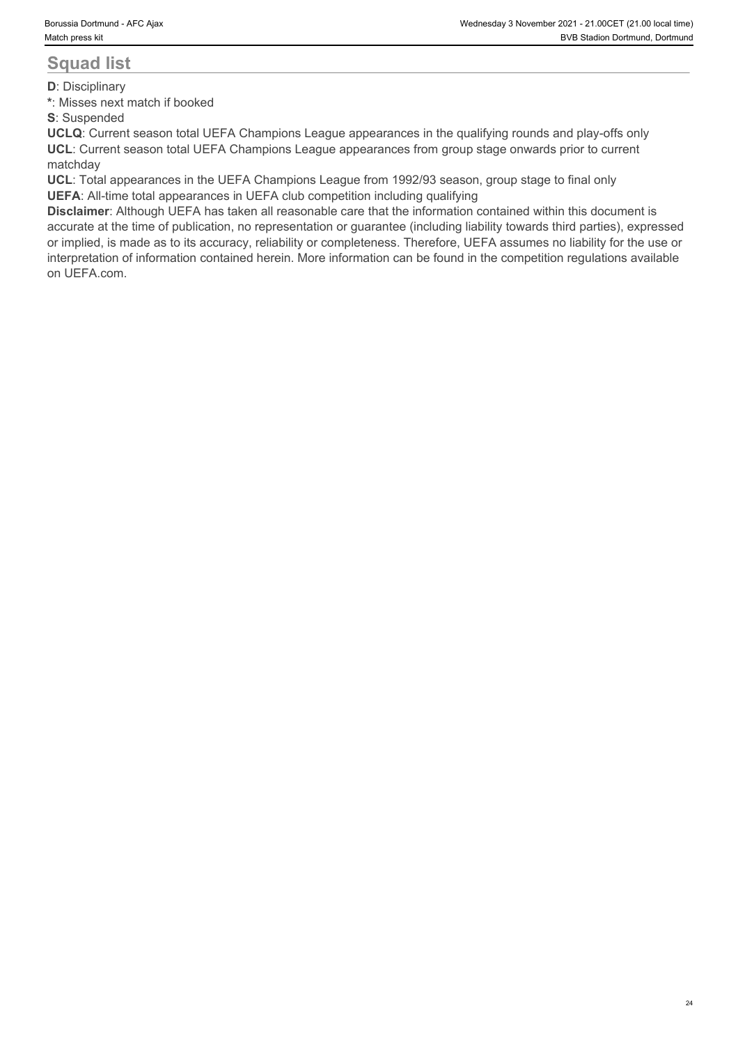## Squad list

**D**: Disciplinary

**\***: Misses next match if booked

**S**: Suspended

**UCLQ**: Current season total UEFA Champions League appearances in the qualifying rounds and play-offs only

**UCL**: Current season total UEFA Champions League appearances from group stage onwards prior to current matchday

**UCL**: Total appearances in the UEFA Champions League from 1992/93 season, group stage to final only

**UEFA**: All-time total appearances in UEFA club competition including qualifying

**Disclaimer**: Although UEFA has taken all reasonable care that the information contained within this document is accurate at the time of publication, no representation or guarantee (including liability towards third parties), expressed or implied, is made as to its accuracy, reliability or completeness. Therefore, UEFA assumes no liability for the use or interpretation of information contained herein. More information can be found in the competition regulations available on UEFA.com.